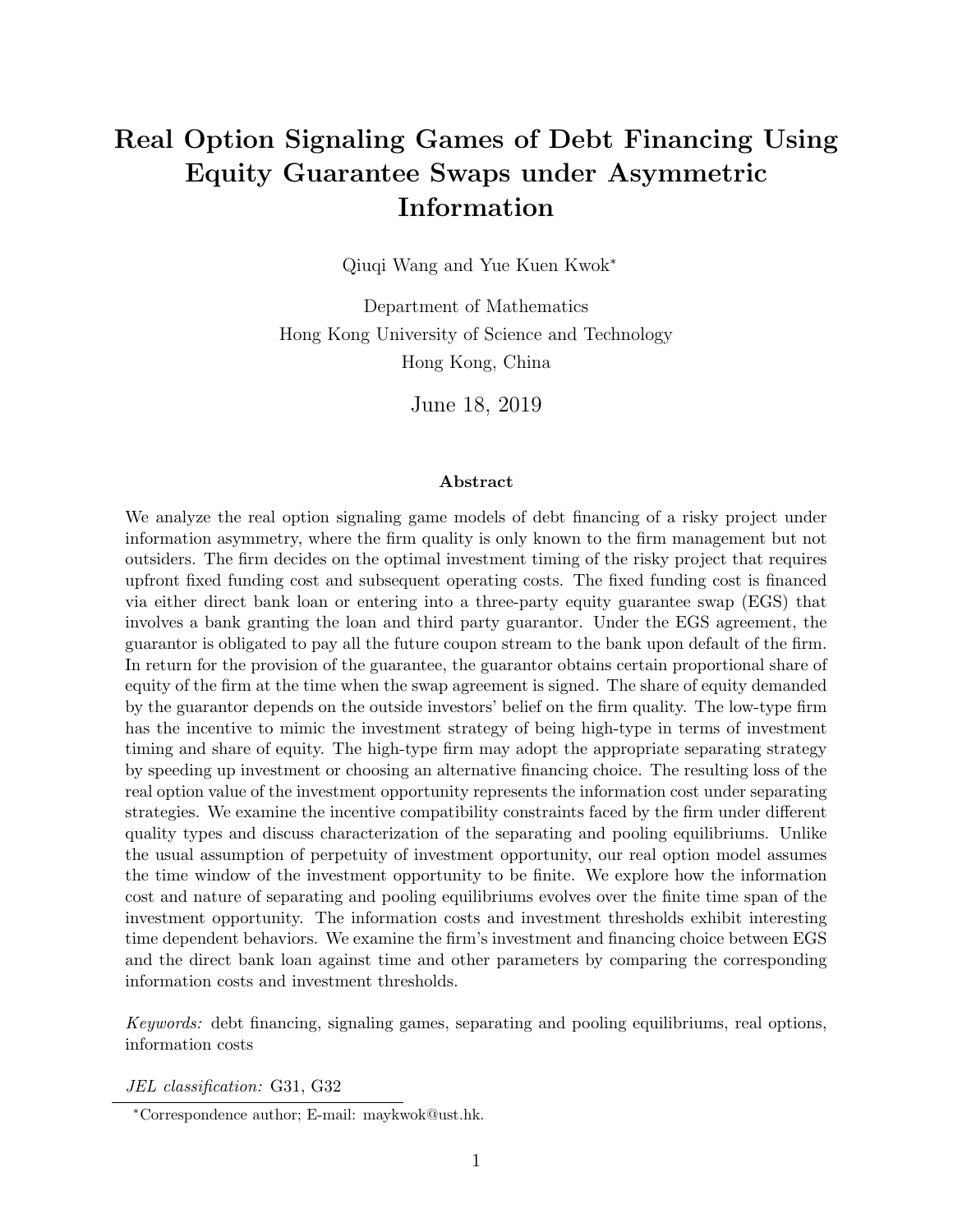# Real Option Signaling Games of Debt Financing Using Equity Guarantee Swaps under Asymmetric Information

Qiuqi Wang and Yue Kuen Kwok*

Department of Mathematics
Hong Kong University of Science and Technology
Hong Kong, China

June 18, 2019

### Abstract

We analyze the real option signaling game models of debt financing of a risky project under information asymmetry, where the firm quality is only known to the firm management but not outsiders. The firm decides on the optimal investment timing of the risky project that requires upfront fixed funding cost and subsequent operating costs. The fixed funding cost is financed via either direct bank loan or entering into a three-party equity guarantee swap (EGS) that involves a bank granting the loan and third party guarantor. Under the EGS agreement, the guarantor is obligated to pay all the future coupon stream to the bank upon default of the firm. In return for the provision of the guarantee, the guarantor obtains certain proportional share of equity of the firm at the time when the swap agreement is signed. The share of equity demanded by the guarantor depends on the outside investors' belief on the firm quality. The low-type firm has the incentive to mimic the investment strategy of being high-type in terms of investment timing and share of equity. The high-type firm may adopt the appropriate separating strategy by speeding up investment or choosing an alternative financing choice. The resulting loss of the real option value of the investment opportunity represents the information cost under separating strategies. We examine the incentive compatibility constraints faced by the firm under different quality types and discuss characterization of the separating and pooling equilibriums. Unlike the usual assumption of perpetuity of investment opportunity, our real option model assumes the time window of the investment opportunity to be finite. We explore how the information cost and nature of separating and pooling equilibriums evolves over the finite time span of the investment opportunity. The information costs and investment thresholds exhibit interesting time dependent behaviors. We examine the firm's investment and financing choice between EGS and the direct bank loan against time and other parameters by comparing the corresponding information costs and investment thresholds.

*Keywords:* debt financing, signaling games, separating and pooling equilibriums, real options, information costs

*JEL classification:* G31, G32

---

*Correspondence author; E-mail: maykwok@ust.hk.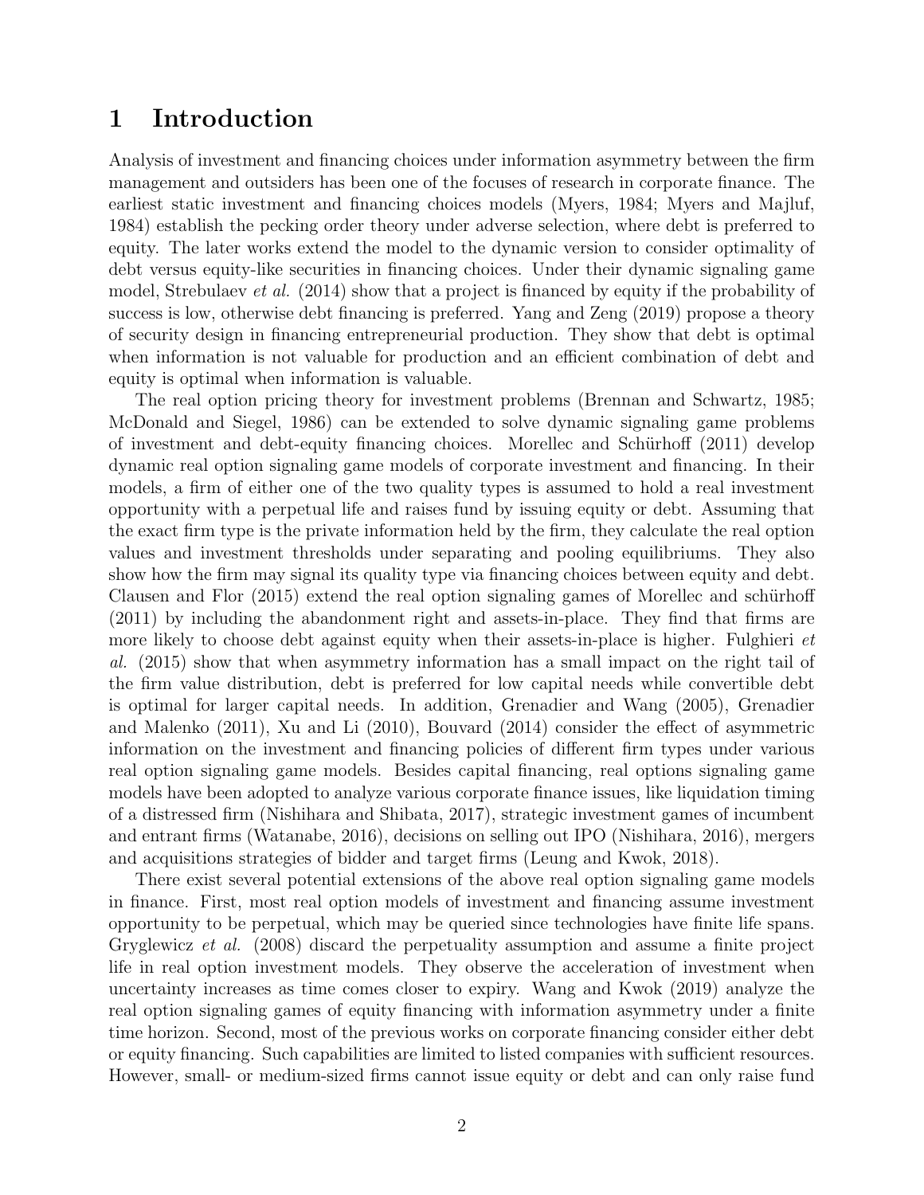# 1 Introduction

Analysis of investment and financing choices under information asymmetry between the firm management and outsiders has been one of the focuses of research in corporate finance. The earliest static investment and financing choices models (Myers, 1984; Myers and Majluf, 1984) establish the pecking order theory under adverse selection, where debt is preferred to equity. The later works extend the model to the dynamic version to consider optimality of debt versus equity-like securities in financing choices. Under their dynamic signaling game model, Strebulaev *et al.* (2014) show that a project is financed by equity if the probability of success is low, otherwise debt financing is preferred. Yang and Zeng (2019) propose a theory of security design in financing entrepreneurial production. They show that debt is optimal when information is not valuable for production and an efficient combination of debt and equity is optimal when information is valuable.

The real option pricing theory for investment problems (Brennan and Schwartz, 1985; McDonald and Siegel, 1986) can be extended to solve dynamic signaling game problems of investment and debt-equity financing choices. Morellec and Schürhoff (2011) develop dynamic real option signaling game models of corporate investment and financing. In their models, a firm of either one of the two quality types is assumed to hold a real investment opportunity with a perpetual life and raises fund by issuing equity or debt. Assuming that the exact firm type is the private information held by the firm, they calculate the real option values and investment thresholds under separating and pooling equilibriums. They also show how the firm may signal its quality type via financing choices between equity and debt. Clausen and Flor (2015) extend the real option signaling games of Morellec and schürhoff (2011) by including the abandonment right and assets-in-place. They find that firms are more likely to choose debt against equity when their assets-in-place is higher. Fulghieri *et al.* (2015) show that when asymmetry information has a small impact on the right tail of the firm value distribution, debt is preferred for low capital needs while convertible debt is optimal for larger capital needs. In addition, Grenadier and Wang (2005), Grenadier and Malenko (2011), Xu and Li (2010), Bouvard (2014) consider the effect of asymmetric information on the investment and financing policies of different firm types under various real option signaling game models. Besides capital financing, real options signaling game models have been adopted to analyze various corporate finance issues, like liquidation timing of a distressed firm (Nishihara and Shibata, 2017), strategic investment games of incumbent and entrant firms (Watanabe, 2016), decisions on selling out IPO (Nishihara, 2016), mergers and acquisitions strategies of bidder and target firms (Leung and Kwok, 2018).

There exist several potential extensions of the above real option signaling game models in finance. First, most real option models of investment and financing assume investment opportunity to be perpetual, which may be queried since technologies have finite life spans. Gryglewicz *et al.* (2008) discard the perpetuality assumption and assume a finite project life in real option investment models. They observe the acceleration of investment when uncertainty increases as time comes closer to expiry. Wang and Kwok (2019) analyze the real option signaling games of equity financing with information asymmetry under a finite time horizon. Second, most of the previous works on corporate financing consider either debt or equity financing. Such capabilities are limited to listed companies with sufficient resources. However, small- or medium-sized firms cannot issue equity or debt and can only raise fund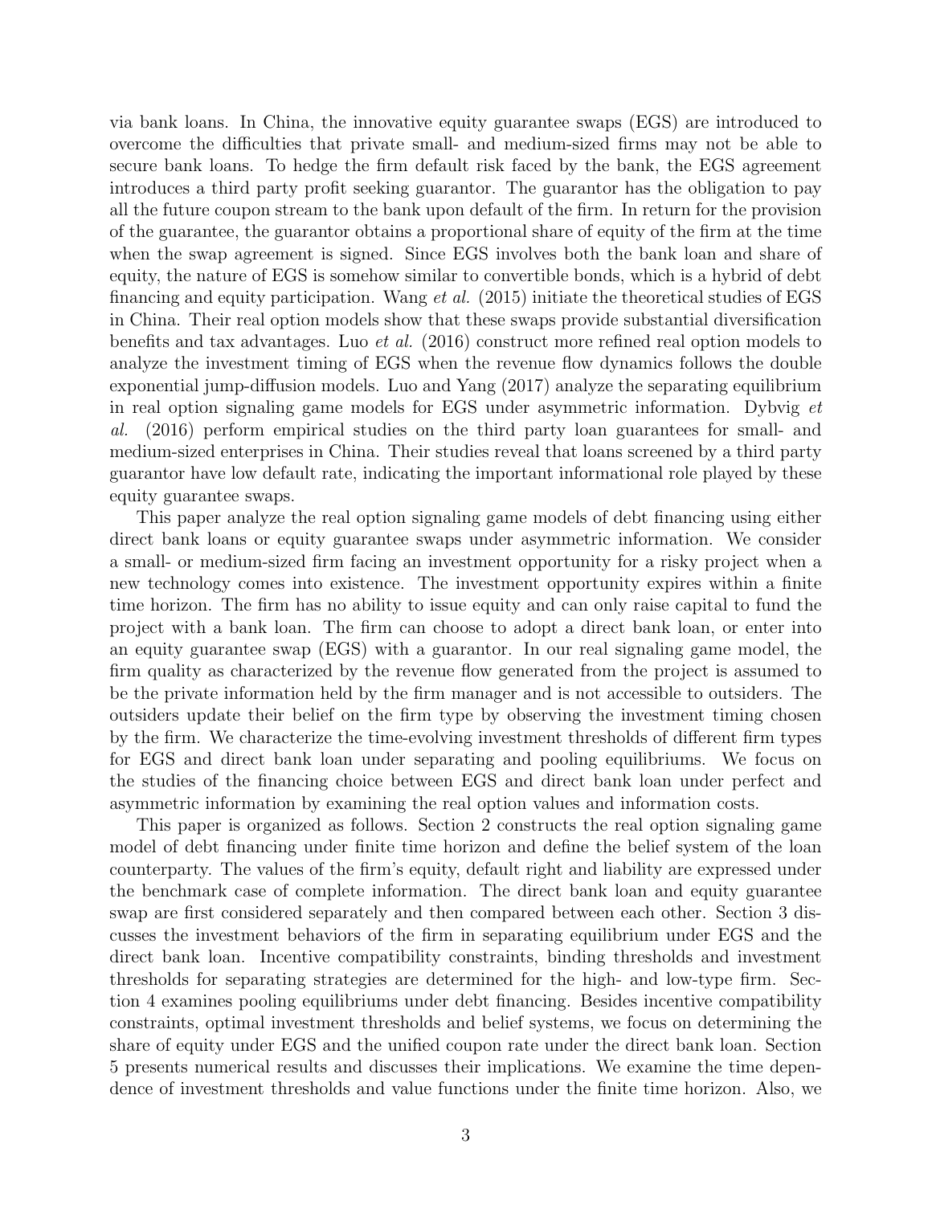via bank loans. In China, the innovative equity guarantee swaps (EGS) are introduced to overcome the difficulties that private small- and medium-sized firms may not be able to secure bank loans. To hedge the firm default risk faced by the bank, the EGS agreement introduces a third party profit seeking guarantor. The guarantor has the obligation to pay all the future coupon stream to the bank upon default of the firm. In return for the provision of the guarantee, the guarantor obtains a proportional share of equity of the firm at the time when the swap agreement is signed. Since EGS involves both the bank loan and share of equity, the nature of EGS is somehow similar to convertible bonds, which is a hybrid of debt financing and equity participation. Wang *et al.* (2015) initiate the theoretical studies of EGS in China. Their real option models show that these swaps provide substantial diversification benefits and tax advantages. Luo *et al.* (2016) construct more refined real option models to analyze the investment timing of EGS when the revenue flow dynamics follows the double exponential jump-diffusion models. Luo and Yang (2017) analyze the separating equilibrium in real option signaling game models for EGS under asymmetric information. Dybvig *et al.* (2016) perform empirical studies on the third party loan guarantees for small- and medium-sized enterprises in China. Their studies reveal that loans screened by a third party guarantor have low default rate, indicating the important informational role played by these equity guarantee swaps.

This paper analyze the real option signaling game models of debt financing using either direct bank loans or equity guarantee swaps under asymmetric information. We consider a small- or medium-sized firm facing an investment opportunity for a risky project when a new technology comes into existence. The investment opportunity expires within a finite time horizon. The firm has no ability to issue equity and can only raise capital to fund the project with a bank loan. The firm can choose to adopt a direct bank loan, or enter into an equity guarantee swap (EGS) with a guarantor. In our real signaling game model, the firm quality as characterized by the revenue flow generated from the project is assumed to be the private information held by the firm manager and is not accessible to outsiders. The outsiders update their belief on the firm type by observing the investment timing chosen by the firm. We characterize the time-evolving investment thresholds of different firm types for EGS and direct bank loan under separating and pooling equilibriums. We focus on the studies of the financing choice between EGS and direct bank loan under perfect and asymmetric information by examining the real option values and information costs.

This paper is organized as follows. Section 2 constructs the real option signaling game model of debt financing under finite time horizon and define the belief system of the loan counterparty. The values of the firm's equity, default right and liability are expressed under the benchmark case of complete information. The direct bank loan and equity guarantee swap are first considered separately and then compared between each other. Section 3 discusses the investment behaviors of the firm in separating equilibrium under EGS and the direct bank loan. Incentive compatibility constraints, binding thresholds and investment thresholds for separating strategies are determined for the high- and low-type firm. Section 4 examines pooling equilibriums under debt financing. Besides incentive compatibility constraints, optimal investment thresholds and belief systems, we focus on determining the share of equity under EGS and the unified coupon rate under the direct bank loan. Section 5 presents numerical results and discusses their implications. We examine the time dependence of investment thresholds and value functions under the finite time horizon. Also, we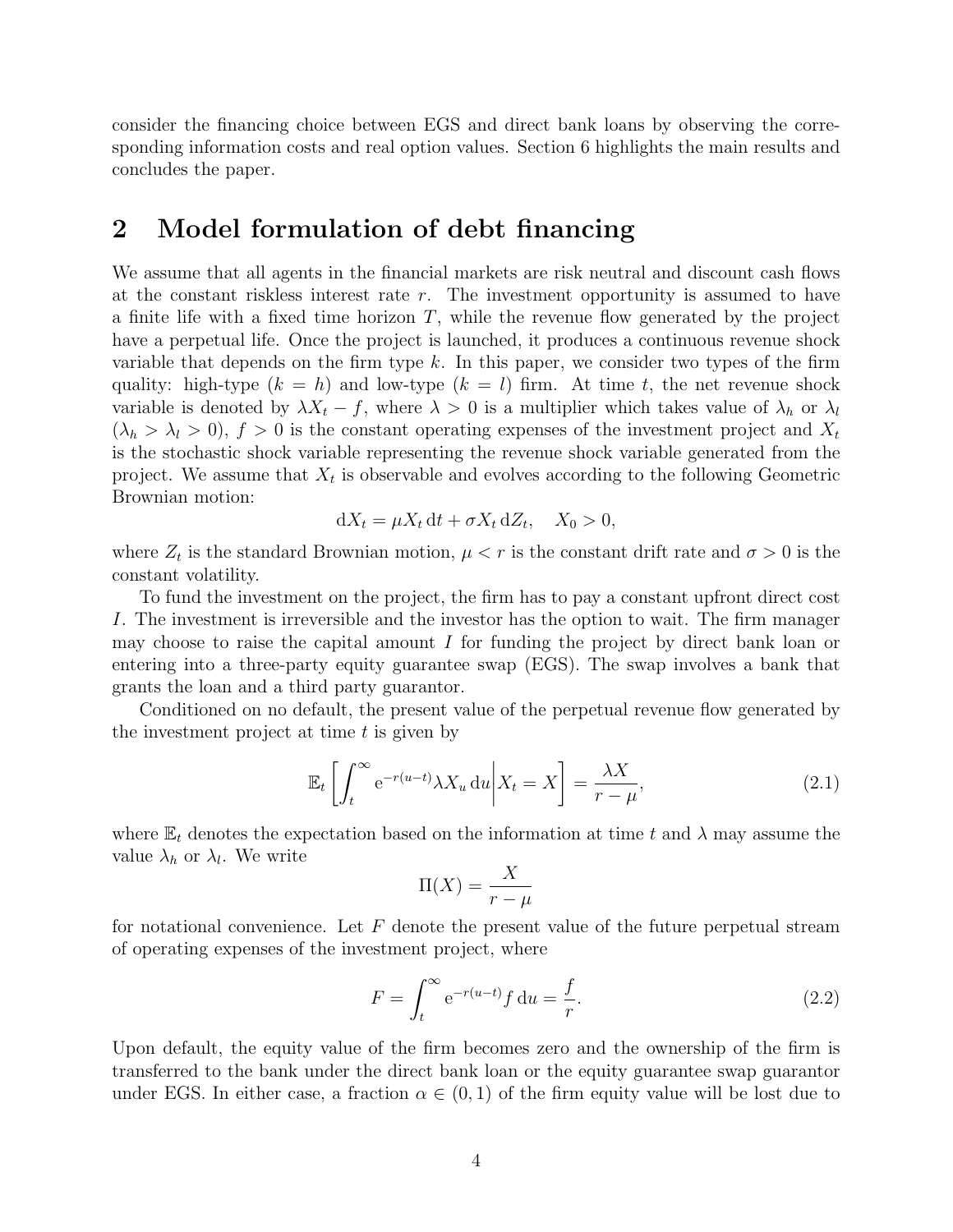consider the financing choice between EGS and direct bank loans by observing the corresponding information costs and real option values. Section 6 highlights the main results and concludes the paper.

## 2 Model formulation of debt financing

We assume that all agents in the financial markets are risk neutral and discount cash flows at the constant riskless interest rate $r$. The investment opportunity is assumed to have a finite life with a fixed time horizon $T$, while the revenue flow generated by the project have a perpetual life. Once the project is launched, it produces a continuous revenue shock variable that depends on the firm type $k$. In this paper, we consider two types of the firm quality: high-type ($k = h$) and low-type ($k = l$) firm. At time $t$, the net revenue shock variable is denoted by $\lambda X_t - f$, where $\lambda > 0$ is a multiplier which takes value of $\lambda_h$ or $\lambda_l$ ($\lambda_h > \lambda_l > 0$), $f > 0$ is the constant operating expenses of the investment project and $X_t$ is the stochastic shock variable representing the revenue shock variable generated from the project. We assume that $X_t$ is observable and evolves according to the following Geometric Brownian motion:

$$\mathrm{d}X_t = \mu X_t \, \mathrm{d}t + \sigma X_t \, \mathrm{d}Z_t, \quad X_0 > 0,$$

where $Z_t$ is the standard Brownian motion, $\mu < r$ is the constant drift rate and $\sigma > 0$ is the constant volatility.

To fund the investment on the project, the firm has to pay a constant upfront direct cost $I$. The investment is irreversible and the investor has the option to wait. The firm manager may choose to raise the capital amount $I$ for funding the project by direct bank loan or entering into a three-party equity guarantee swap (EGS). The swap involves a bank that grants the loan and a third party guarantor.

Conditioned on no default, the present value of the perpetual revenue flow generated by the investment project at time $t$ is given by

$$\mathbb{E}_t \left[ \int_t^\infty \mathrm{e}^{-r(u-t)} \lambda X_u \, \mathrm{d}u \middle| X_t = X \right] = \frac{\lambda X}{r - \mu}, \tag{2.1}$$

where $\mathbb{E}_t$ denotes the expectation based on the information at time $t$ and $\lambda$ may assume the value $\lambda_h$ or $\lambda_l$. We write

$$\Pi(X) = \frac{X}{r - \mu}$$

for notational convenience. Let $F$ denote the present value of the future perpetual stream of operating expenses of the investment project, where

$$F = \int_t^\infty \mathrm{e}^{-r(u-t)} f \, \mathrm{d}u = \frac{f}{r}. \tag{2.2}$$

Upon default, the equity value of the firm becomes zero and the ownership of the firm is transferred to the bank under the direct bank loan or the equity guarantee swap guarantor under EGS. In either case, a fraction $\alpha \in (0, 1)$ of the firm equity value will be lost due to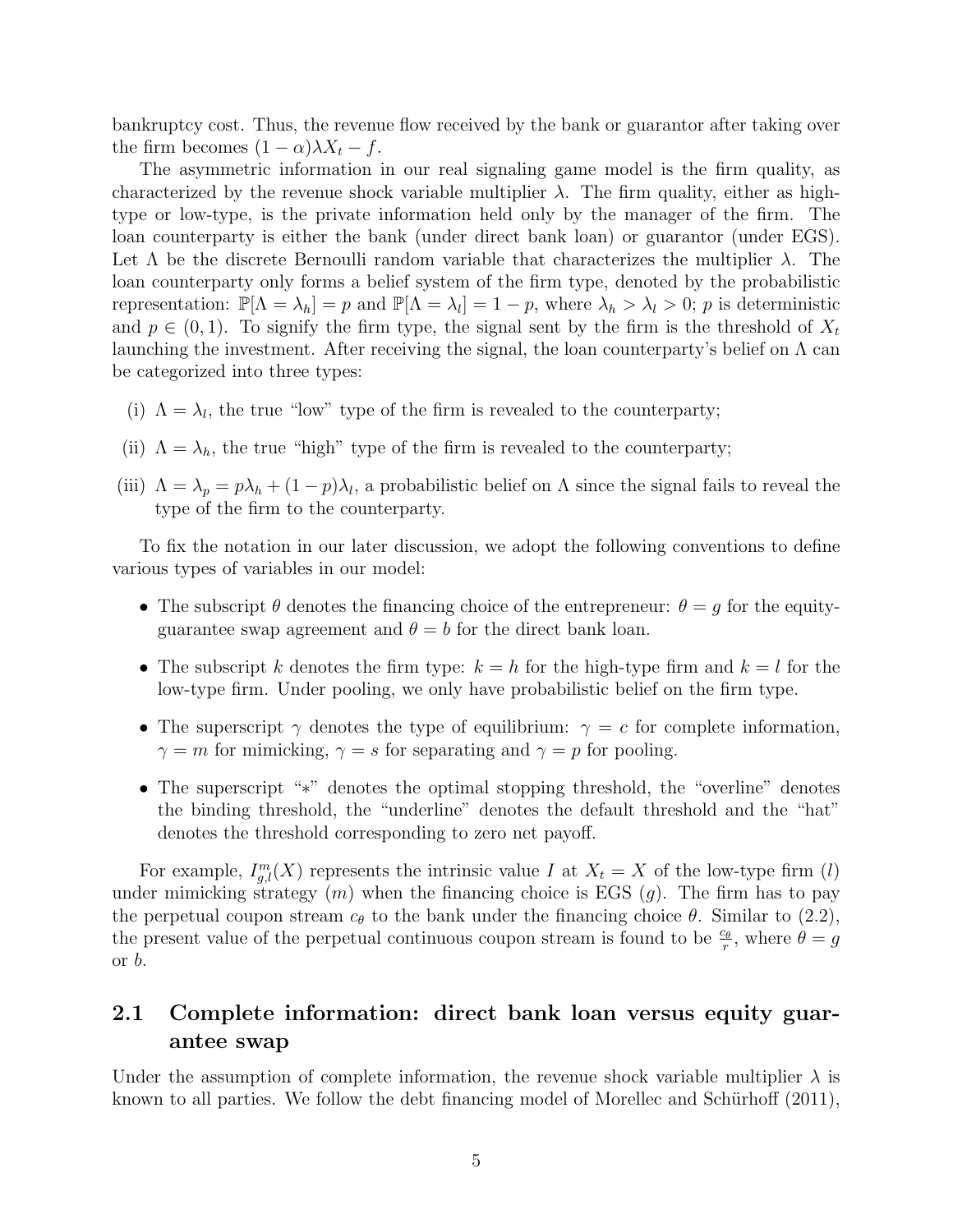bankruptcy cost. Thus, the revenue flow received by the bank or guarantor after taking over the firm becomes $(1-\alpha)\lambda X_t - f$.

The asymmetric information in our real signaling game model is the firm quality, as characterized by the revenue shock variable multiplier $\lambda$. The firm quality, either as high-type or low-type, is the private information held only by the manager of the firm. The loan counterparty is either the bank (under direct bank loan) or guarantor (under EGS). Let $\Lambda$ be the discrete Bernoulli random variable that characterizes the multiplier $\lambda$. The loan counterparty only forms a belief system of the firm type, denoted by the probabilistic representation: $\mathbb{P}[\Lambda = \lambda_h] = p$ and $\mathbb{P}[\Lambda = \lambda_l] = 1 - p$, where $\lambda_h > \lambda_l > 0$; $p$ is deterministic and $p \in (0, 1)$. To signify the firm type, the signal sent by the firm is the threshold of $X_t$ launching the investment. After receiving the signal, the loan counterparty's belief on $\Lambda$ can be categorized into three types:

(i) $\Lambda = \lambda_l$, the true "low" type of the firm is revealed to the counterparty;

(ii) $\Lambda = \lambda_h$, the true "high" type of the firm is revealed to the counterparty;

(iii) $\Lambda = \lambda_p = p\lambda_h + (1-p)\lambda_l$, a probabilistic belief on $\Lambda$ since the signal fails to reveal the type of the firm to the counterparty.

To fix the notation in our later discussion, we adopt the following conventions to define various types of variables in our model:

- The subscript $\theta$ denotes the financing choice of the entrepreneur: $\theta = g$ for the equity-guarantee swap agreement and $\theta = b$ for the direct bank loan.
- The subscript $k$ denotes the firm type: $k = h$ for the high-type firm and $k = l$ for the low-type firm. Under pooling, we only have probabilistic belief on the firm type.
- The superscript $\gamma$ denotes the type of equilibrium: $\gamma = c$ for complete information, $\gamma = m$ for mimicking, $\gamma = s$ for separating and $\gamma = p$ for pooling.
- The superscript "$*$" denotes the optimal stopping threshold, the "overline" denotes the binding threshold, the "underline" denotes the default threshold and the "hat" denotes the threshold corresponding to zero net payoff.

For example, $I_{g,l}^{m}(X)$ represents the intrinsic value $I$ at $X_t = X$ of the low-type firm ($l$) under mimicking strategy ($m$) when the financing choice is EGS ($g$). The firm has to pay the perpetual coupon stream $c_\theta$ to the bank under the financing choice $\theta$. Similar to (2.2), the present value of the perpetual continuous coupon stream is found to be $\frac{c_\theta}{r}$, where $\theta = g$ or $b$.

## 2.1 Complete information: direct bank loan versus equity guarantee swap

Under the assumption of complete information, the revenue shock variable multiplier $\lambda$ is known to all parties. We follow the debt financing model of Morellec and Schürhoff (2011),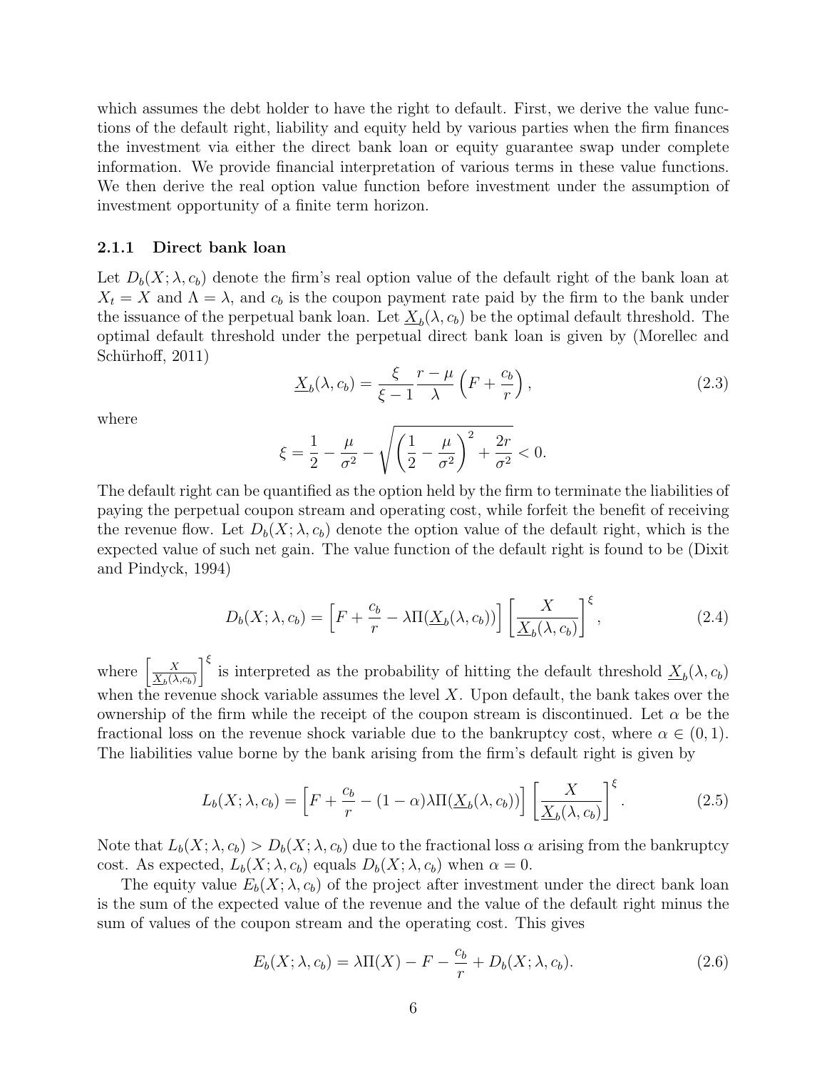which assumes the debt holder to have the right to default. First, we derive the value functions of the default right, liability and equity held by various parties when the firm finances the investment via either the direct bank loan or equity guarantee swap under complete information. We provide financial interpretation of various terms in these value functions. We then derive the real option value function before investment under the assumption of investment opportunity of a finite term horizon.

### 2.1.1 Direct bank loan

Let $D_b(X; \lambda, c_b)$ denote the firm's real option value of the default right of the bank loan at $X_t = X$ and $\Lambda = \lambda$, and $c_b$ is the coupon payment rate paid by the firm to the bank under the issuance of the perpetual bank loan. Let $\underline{X}_b(\lambda, c_b)$ be the optimal default threshold. The optimal default threshold under the perpetual direct bank loan is given by (Morellec and Schürhoff, 2011)

$$\underline{X}_b(\lambda, c_b) = \frac{\xi}{\xi - 1} \frac{r - \mu}{\lambda} \left( F + \frac{c_b}{r} \right), \tag{2.3}$$

where

$$\xi = \frac{1}{2} - \frac{\mu}{\sigma^2} - \sqrt{\left( \frac{1}{2} - \frac{\mu}{\sigma^2} \right)^2 + \frac{2r}{\sigma^2}} < 0.$$

The default right can be quantified as the option held by the firm to terminate the liabilities of paying the perpetual coupon stream and operating cost, while forfeit the benefit of receiving the revenue flow. Let $D_b(X; \lambda, c_b)$ denote the option value of the default right, which is the expected value of such net gain. The value function of the default right is found to be (Dixit and Pindyck, 1994)

$$D_b(X; \lambda, c_b) = \left[ F + \frac{c_b}{r} - \lambda \Pi(\underline{X}_b(\lambda, c_b)) \right] \left[ \frac{X}{\underline{X}_b(\lambda, c_b)} \right]^{\xi}, \tag{2.4}$$

where $\left[ \frac{X}{\underline{X}_b(\lambda, c_b)} \right]^{\xi}$ is interpreted as the probability of hitting the default threshold $\underline{X}_b(\lambda, c_b)$ when the revenue shock variable assumes the level $X$. Upon default, the bank takes over the ownership of the firm while the receipt of the coupon stream is discontinued. Let $\alpha$ be the fractional loss on the revenue shock variable due to the bankruptcy cost, where $\alpha \in (0, 1)$. The liabilities value borne by the bank arising from the firm's default right is given by

$$L_b(X; \lambda, c_b) = \left[ F + \frac{c_b}{r} - (1 - \alpha) \lambda \Pi(\underline{X}_b(\lambda, c_b)) \right] \left[ \frac{X}{\underline{X}_b(\lambda, c_b)} \right]^{\xi}. \tag{2.5}$$

Note that $L_b(X; \lambda, c_b) > D_b(X; \lambda, c_b)$ due to the fractional loss $\alpha$ arising from the bankruptcy cost. As expected, $L_b(X; \lambda, c_b)$ equals $D_b(X; \lambda, c_b)$ when $\alpha = 0$.

The equity value $E_b(X; \lambda, c_b)$ of the project after investment under the direct bank loan is the sum of the expected value of the revenue and the value of the default right minus the sum of values of the coupon stream and the operating cost. This gives

$$E_b(X; \lambda, c_b) = \lambda \Pi(X) - F - \frac{c_b}{r} + D_b(X; \lambda, c_b). \tag{2.6}$$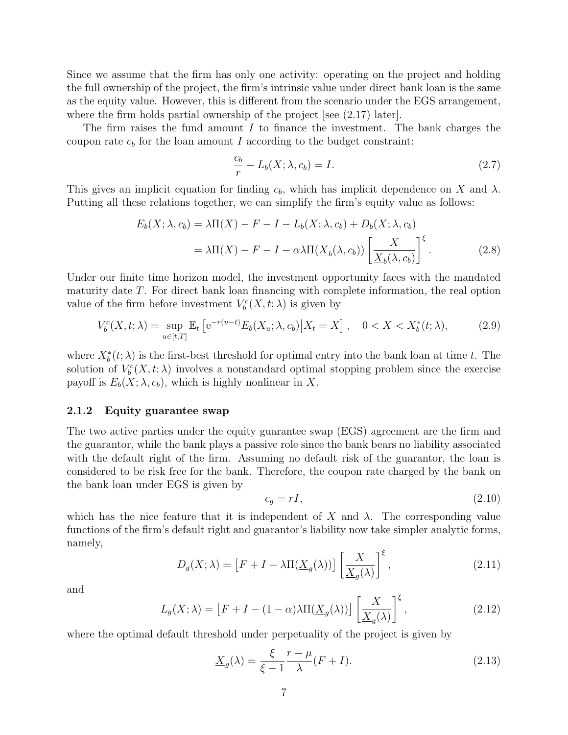Since we assume that the firm has only one activity: operating on the project and holding the full ownership of the project, the firm's intrinsic value under direct bank loan is the same as the equity value. However, this is different from the scenario under the EGS arrangement, where the firm holds partial ownership of the project [see (2.17) later].

The firm raises the fund amount $I$ to finance the investment. The bank charges the coupon rate $c_b$ for the loan amount $I$ according to the budget constraint:

$$\frac{c_b}{r} - L_b(X; \lambda, c_b) = I. \tag{2.7}$$

This gives an implicit equation for finding $c_b$, which has implicit dependence on $X$ and $\lambda$. Putting all these relations together, we can simplify the firm's equity value as follows:

$$\begin{aligned} E_b(X; \lambda, c_b) &= \lambda \Pi(X) - F - I - L_b(X; \lambda, c_b) + D_b(X; \lambda, c_b) \\ &= \lambda \Pi(X) - F - I - \alpha \lambda \Pi(\underline{X}_b(\lambda, c_b)) \left[ \frac{X}{\underline{X}_b(\lambda, c_b)} \right]^{\xi}. \end{aligned} \tag{2.8}$$

Under our finite time horizon model, the investment opportunity faces with the mandated maturity date $T$. For direct bank loan financing with complete information, the real option value of the firm before investment $V_b^c(X, t; \lambda)$ is given by

$$V_b^c(X, t; \lambda) = \sup_{u \in [t, T]} \mathbb{E}_t \left[ \mathrm{e}^{-r(u-t)} E_b(X_u; \lambda, c_b) \middle| X_t = X \right], \quad 0 < X < X_b^*(t; \lambda), \tag{2.9}$$

where $X_b^*(t; \lambda)$ is the first-best threshold for optimal entry into the bank loan at time $t$. The solution of $V_b^c(X, t; \lambda)$ involves a nonstandard optimal stopping problem since the exercise payoff is $E_b(X; \lambda, c_b)$, which is highly nonlinear in $X$.

### 2.1.2 Equity guarantee swap

The two active parties under the equity guarantee swap (EGS) agreement are the firm and the guarantor, while the bank plays a passive role since the bank bears no liability associated with the default right of the firm. Assuming no default risk of the guarantor, the loan is considered to be risk free for the bank. Therefore, the coupon rate charged by the bank on the bank loan under EGS is given by

$$c_g = rI, \tag{2.10}$$

which has the nice feature that it is independent of $X$ and $\lambda$. The corresponding value functions of the firm's default right and guarantor's liability now take simpler analytic forms, namely,

$$D_g(X; \lambda) = \left[ F + I - \lambda \Pi(\underline{X}_g(\lambda)) \right] \left[ \frac{X}{\underline{X}_g(\lambda)} \right]^{\xi}, \tag{2.11}$$

and

$$L_g(X; \lambda) = \left[ F + I - (1 - \alpha) \lambda \Pi(\underline{X}_g(\lambda)) \right] \left[ \frac{X}{\underline{X}_g(\lambda)} \right]^{\xi}, \tag{2.12}$$

where the optimal default threshold under perpetuality of the project is given by

$$\underline{X}_g(\lambda) = \frac{\xi}{\xi - 1} \frac{r - \mu}{\lambda} (F + I). \tag{2.13}$$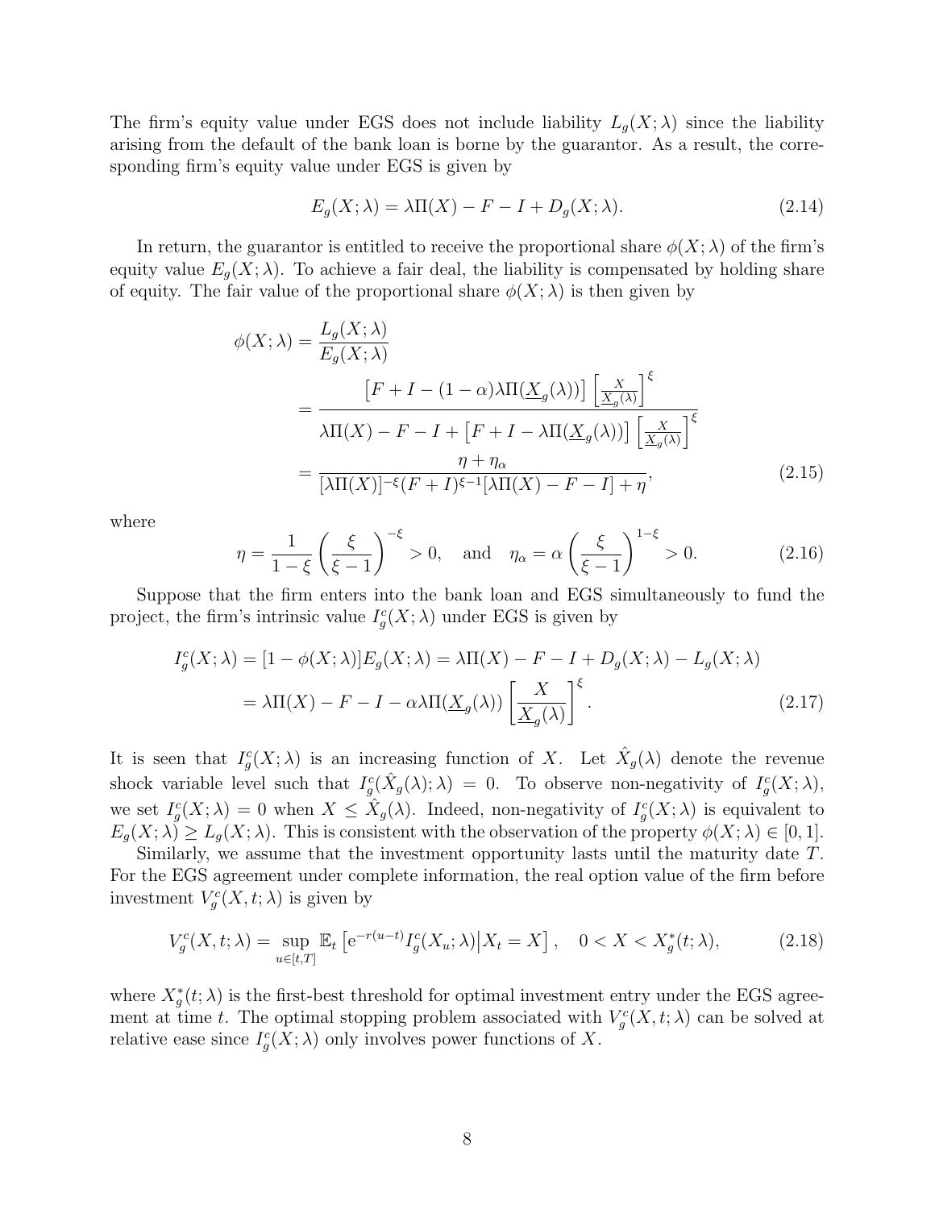The firm's equity value under EGS does not include liability $L_g(X;\lambda)$ since the liability arising from the default of the bank loan is borne by the guarantor. As a result, the corresponding firm's equity value under EGS is given by

$$E_g(X;\lambda) = \lambda\Pi(X) - F - I + D_g(X;\lambda). \tag{2.14}$$

In return, the guarantor is entitled to receive the proportional share $\phi(X;\lambda)$ of the firm's equity value $E_g(X;\lambda)$. To achieve a fair deal, the liability is compensated by holding share of equity. The fair value of the proportional share $\phi(X;\lambda)$ is then given by

$$\begin{aligned}
\phi(X;\lambda) &= \frac{L_g(X;\lambda)}{E_g(X;\lambda)} \\
&= \frac{\left[F + I - (1-\alpha)\lambda\Pi(\underline{X}_g(\lambda))\right]\left[\frac{X}{\underline{X}_g(\lambda)}\right]^{\xi}}{\lambda\Pi(X) - F - I + \left[F + I - \lambda\Pi(\underline{X}_g(\lambda))\right]\left[\frac{X}{\underline{X}_g(\lambda)}\right]^{\xi}} \\
&= \frac{\eta + \eta_\alpha}{[\lambda\Pi(X)]^{-\xi}(F+I)^{\xi-1}[\lambda\Pi(X) - F - I] + \eta},
\end{aligned} \tag{2.15}$$

where

$$\eta = \frac{1}{1-\xi}\left(\frac{\xi}{\xi-1}\right)^{-\xi} > 0, \quad \text{and} \quad \eta_\alpha = \alpha\left(\frac{\xi}{\xi-1}\right)^{1-\xi} > 0. \tag{2.16}$$

Suppose that the firm enters into the bank loan and EGS simultaneously to fund the project, the firm's intrinsic value $I_g^c(X;\lambda)$ under EGS is given by

$$\begin{aligned}
I_g^c(X;\lambda) &= [1 - \phi(X;\lambda)]E_g(X;\lambda) = \lambda\Pi(X) - F - I + D_g(X;\lambda) - L_g(X;\lambda) \\
&= \lambda\Pi(X) - F - I - \alpha\lambda\Pi(\underline{X}_g(\lambda))\left[\frac{X}{\underline{X}_g(\lambda)}\right]^{\xi}.
\end{aligned} \tag{2.17}$$

It is seen that $I_g^c(X;\lambda)$ is an increasing function of $X$. Let $\hat{X}_g(\lambda)$ denote the revenue shock variable level such that $I_g^c(\hat{X}_g(\lambda);\lambda) = 0$. To observe non-negativity of $I_g^c(X;\lambda)$, we set $I_g^c(X;\lambda) = 0$ when $X \leq \hat{X}_g(\lambda)$. Indeed, non-negativity of $I_g^c(X;\lambda)$ is equivalent to $E_g(X;\lambda) \geq L_g(X;\lambda)$. This is consistent with the observation of the property $\phi(X;\lambda) \in [0,1]$.

Similarly, we assume that the investment opportunity lasts until the maturity date $T$. For the EGS agreement under complete information, the real option value of the firm before investment $V_g^c(X,t;\lambda)$ is given by

$$V_g^c(X,t;\lambda) = \sup_{u\in[t,T]} \mathbb{E}_t\left[\mathrm{e}^{-r(u-t)}I_g^c(X_u;\lambda)\middle| X_t = X\right], \quad 0 < X < X_g^*(t;\lambda), \tag{2.18}$$

where $X_g^*(t;\lambda)$ is the first-best threshold for optimal investment entry under the EGS agreement at time $t$. The optimal stopping problem associated with $V_g^c(X,t;\lambda)$ can be solved at relative ease since $I_g^c(X;\lambda)$ only involves power functions of $X$.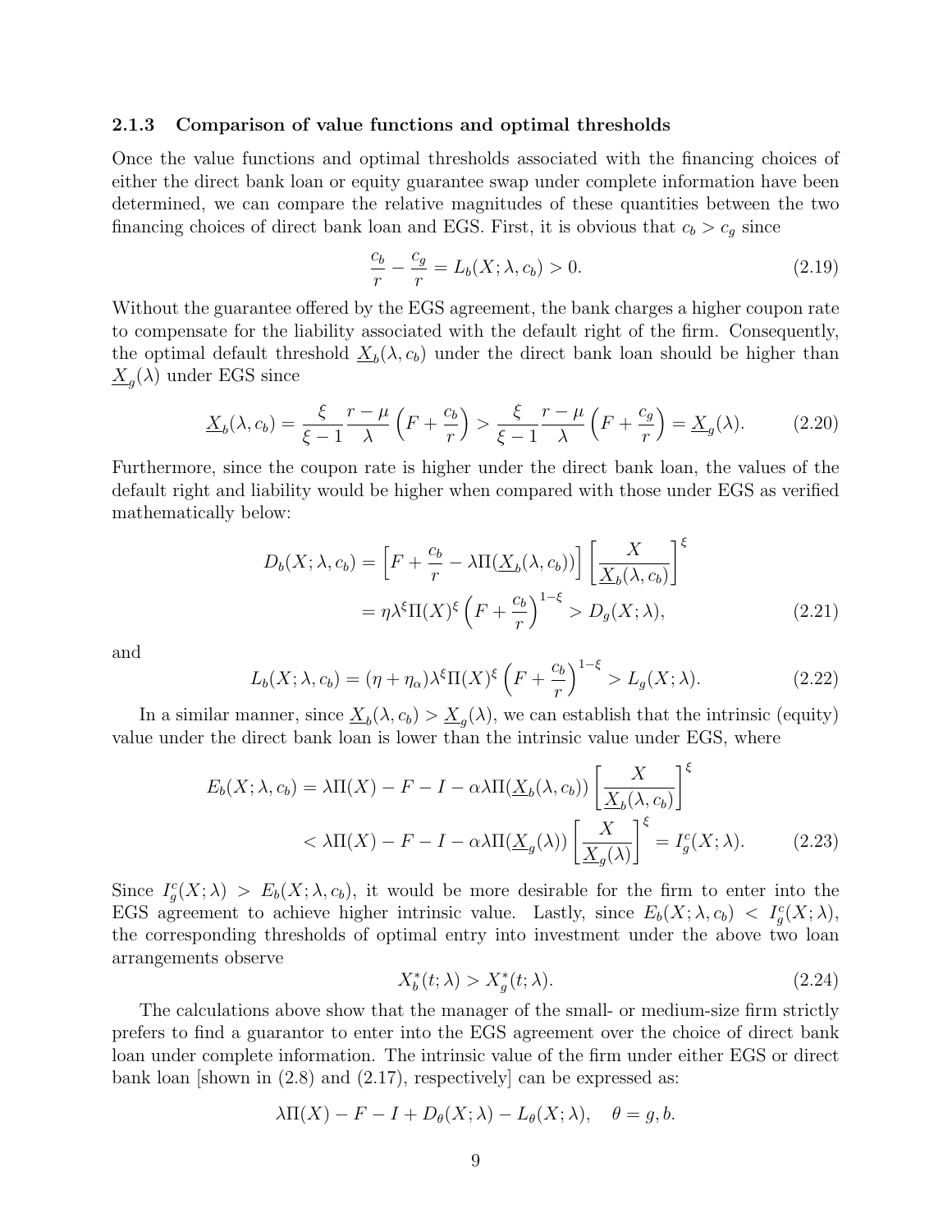### 2.1.3 Comparison of value functions and optimal thresholds

Once the value functions and optimal thresholds associated with the financing choices of either the direct bank loan or equity guarantee swap under complete information have been determined, we can compare the relative magnitudes of these quantities between the two financing choices of direct bank loan and EGS. First, it is obvious that $c_b > c_g$ since

$$\frac{c_b}{r} - \frac{c_g}{r} = L_b(X;\lambda, c_b) > 0. \tag{2.19}$$

Without the guarantee offered by the EGS agreement, the bank charges a higher coupon rate to compensate for the liability associated with the default right of the firm. Consequently, the optimal default threshold $\underline{X}_b(\lambda, c_b)$ under the direct bank loan should be higher than $\underline{X}_g(\lambda)$ under EGS since

$$\underline{X}_b(\lambda, c_b) = \frac{\xi}{\xi-1}\frac{r-\mu}{\lambda}\left(F + \frac{c_b}{r}\right) > \frac{\xi}{\xi-1}\frac{r-\mu}{\lambda}\left(F + \frac{c_g}{r}\right) = \underline{X}_g(\lambda). \tag{2.20}$$

Furthermore, since the coupon rate is higher under the direct bank loan, the values of the default right and liability would be higher when compared with those under EGS as verified mathematically below:

$$\begin{aligned} D_b(X;\lambda, c_b) &= \left[F + \frac{c_b}{r} - \lambda\Pi(\underline{X}_b(\lambda, c_b))\right]\left[\frac{X}{\underline{X}_b(\lambda, c_b)}\right]^{\xi} \\ &= \eta\lambda^{\xi}\Pi(X)^{\xi}\left(F + \frac{c_b}{r}\right)^{1-\xi} > D_g(X;\lambda), \end{aligned} \tag{2.21}$$

and

$$L_b(X;\lambda, c_b) = (\eta + \eta_\alpha)\lambda^{\xi}\Pi(X)^{\xi}\left(F + \frac{c_b}{r}\right)^{1-\xi} > L_g(X;\lambda). \tag{2.22}$$

In a similar manner, since $\underline{X}_b(\lambda, c_b) > \underline{X}_g(\lambda)$, we can establish that the intrinsic (equity) value under the direct bank loan is lower than the intrinsic value under EGS, where

$$\begin{aligned} E_b(X;\lambda, c_b) &= \lambda\Pi(X) - F - I - \alpha\lambda\Pi(\underline{X}_b(\lambda, c_b))\left[\frac{X}{\underline{X}_b(\lambda, c_b)}\right]^{\xi} \\ &< \lambda\Pi(X) - F - I - \alpha\lambda\Pi(\underline{X}_g(\lambda))\left[\frac{X}{\underline{X}_g(\lambda)}\right]^{\xi} = I_g^c(X;\lambda). \end{aligned} \tag{2.23}$$

Since $I_g^c(X;\lambda) > E_b(X;\lambda, c_b)$, it would be more desirable for the firm to enter into the EGS agreement to achieve higher intrinsic value. Lastly, since $E_b(X;\lambda, c_b) < I_g^c(X;\lambda)$, the corresponding thresholds of optimal entry into investment under the above two loan arrangements observe

$$X_b^*(t;\lambda) > X_g^*(t;\lambda). \tag{2.24}$$

The calculations above show that the manager of the small- or medium-size firm strictly prefers to find a guarantor to enter into the EGS agreement over the choice of direct bank loan under complete information. The intrinsic value of the firm under either EGS or direct bank loan [shown in (2.8) and (2.17), respectively] can be expressed as:

$$\lambda\Pi(X) - F - I + D_\theta(X;\lambda) - L_\theta(X;\lambda), \quad \theta = g, b.$$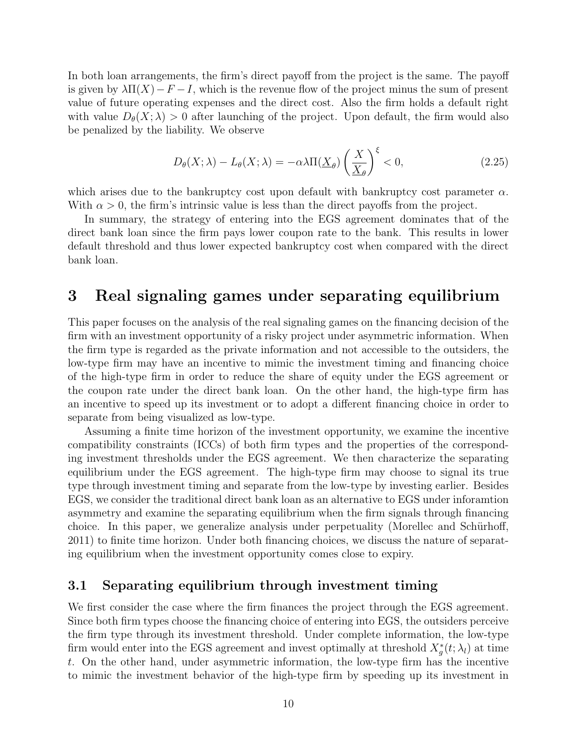In both loan arrangements, the firm's direct payoff from the project is the same. The payoff is given by $\lambda\Pi(X) - F - I$, which is the revenue flow of the project minus the sum of present value of future operating expenses and the direct cost. Also the firm holds a default right with value $D_\theta(X;\lambda) > 0$ after launching of the project. Upon default, the firm would also be penalized by the liability. We observe

$$D_\theta(X;\lambda) - L_\theta(X;\lambda) = -\alpha\lambda\Pi(\underline{X}_\theta)\left(\frac{X}{\underline{X}_\theta}\right)^\xi < 0, \tag{2.25}$$

which arises due to the bankruptcy cost upon default with bankruptcy cost parameter $\alpha$. With $\alpha > 0$, the firm's intrinsic value is less than the direct payoffs from the project.

In summary, the strategy of entering into the EGS agreement dominates that of the direct bank loan since the firm pays lower coupon rate to the bank. This results in lower default threshold and thus lower expected bankruptcy cost when compared with the direct bank loan.

# 3 Real signaling games under separating equilibrium

This paper focuses on the analysis of the real signaling games on the financing decision of the firm with an investment opportunity of a risky project under asymmetric information. When the firm type is regarded as the private information and not accessible to the outsiders, the low-type firm may have an incentive to mimic the investment timing and financing choice of the high-type firm in order to reduce the share of equity under the EGS agreement or the coupon rate under the direct bank loan. On the other hand, the high-type firm has an incentive to speed up its investment or to adopt a different financing choice in order to separate from being visualized as low-type.

Assuming a finite time horizon of the investment opportunity, we examine the incentive compatibility constraints (ICCs) of both firm types and the properties of the corresponding investment thresholds under the EGS agreement. We then characterize the separating equilibrium under the EGS agreement. The high-type firm may choose to signal its true type through investment timing and separate from the low-type by investing earlier. Besides EGS, we consider the traditional direct bank loan as an alternative to EGS under inforamtion asymmetry and examine the separating equilibrium when the firm signals through financing choice. In this paper, we generalize analysis under perpetuality (Morellec and Schürhoff, 2011) to finite time horizon. Under both financing choices, we discuss the nature of separating equilibrium when the investment opportunity comes close to expiry.

## 3.1 Separating equilibrium through investment timing

We first consider the case where the firm finances the project through the EGS agreement. Since both firm types choose the financing choice of entering into EGS, the outsiders perceive the firm type through its investment threshold. Under complete information, the low-type firm would enter into the EGS agreement and invest optimally at threshold $X_g^*(t;\lambda_l)$ at time $t$. On the other hand, under asymmetric information, the low-type firm has the incentive to mimic the investment behavior of the high-type firm by speeding up its investment in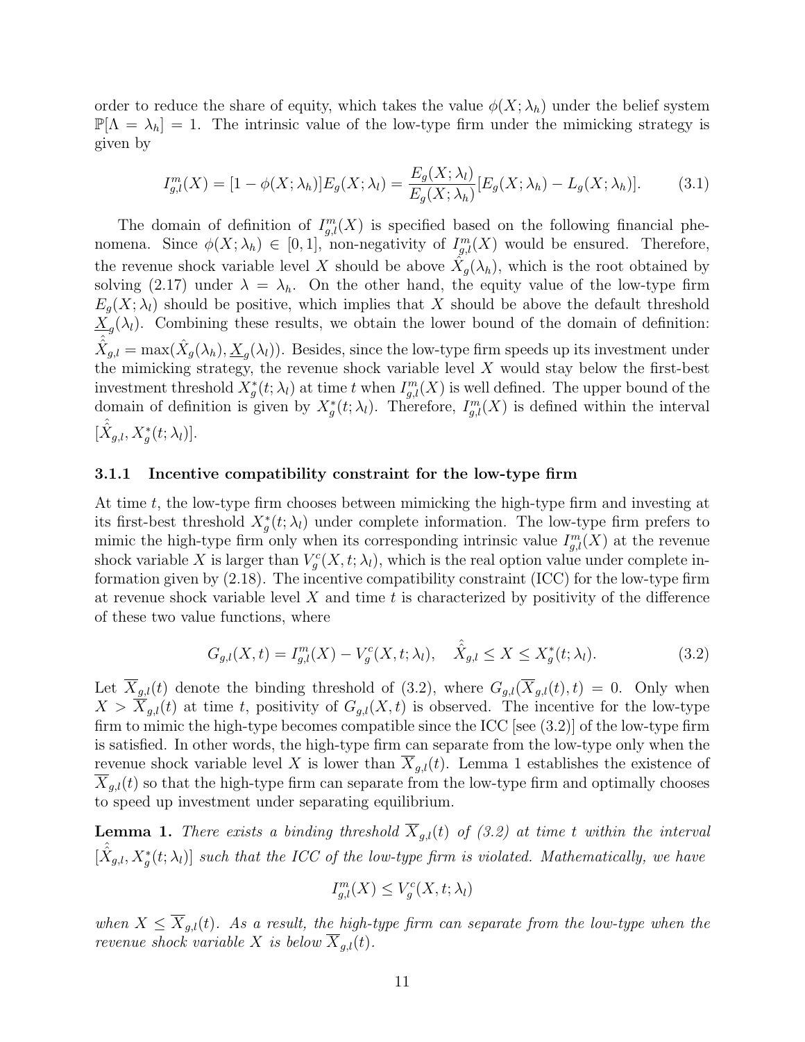order to reduce the share of equity, which takes the value $\phi(X;\lambda_h)$ under the belief system $\mathbb{P}[\Lambda = \lambda_h] = 1$. The intrinsic value of the low-type firm under the mimicking strategy is given by

$$I^m_{g,l}(X) = [1 - \phi(X;\lambda_h)]E_g(X;\lambda_l) = \frac{E_g(X;\lambda_l)}{E_g(X;\lambda_h)}[E_g(X;\lambda_h) - L_g(X;\lambda_h)]. \tag{3.1}$$

The domain of definition of $I^m_{g,l}(X)$ is specified based on the following financial phenomena. Since $\phi(X;\lambda_h) \in [0,1]$, non-negativity of $I^m_{g,l}(X)$ would be ensured. Therefore, the revenue shock variable level $X$ should be above $\hat{X}_g(\lambda_h)$, which is the root obtained by solving (2.17) under $\lambda = \lambda_h$. On the other hand, the equity value of the low-type firm $E_g(X;\lambda_l)$ should be positive, which implies that $X$ should be above the default threshold $\underline{X}_g(\lambda_l)$. Combining these results, we obtain the lower bound of the domain of definition: $\hat{\hat{X}}_{g,l} = \max(\hat{X}_g(\lambda_h), \underline{X}_g(\lambda_l))$. Besides, since the low-type firm speeds up its investment under the mimicking strategy, the revenue shock variable level $X$ would stay below the first-best investment threshold $X^*_g(t;\lambda_l)$ at time $t$ when $I^m_{g,l}(X)$ is well defined. The upper bound of the domain of definition is given by $X^*_g(t;\lambda_l)$. Therefore, $I^m_{g,l}(X)$ is defined within the interval $[\hat{\hat{X}}_{g,l}, X^*_g(t;\lambda_l)]$.

### 3.1.1 Incentive compatibility constraint for the low-type firm

At time $t$, the low-type firm chooses between mimicking the high-type firm and investing at its first-best threshold $X^*_g(t;\lambda_l)$ under complete information. The low-type firm prefers to mimic the high-type firm only when its corresponding intrinsic value $I^m_{g,l}(X)$ at the revenue shock variable $X$ is larger than $V^c_g(X,t;\lambda_l)$, which is the real option value under complete information given by (2.18). The incentive compatibility constraint (ICC) for the low-type firm at revenue shock variable level $X$ and time $t$ is characterized by positivity of the difference of these two value functions, where

$$G_{g,l}(X,t) = I^m_{g,l}(X) - V^c_g(X,t;\lambda_l), \quad \hat{\hat{X}}_{g,l} \leq X \leq X^*_g(t;\lambda_l). \tag{3.2}$$

Let $\overline{X}_{g,l}(t)$ denote the binding threshold of (3.2), where $G_{g,l}(\overline{X}_{g,l}(t),t) = 0$. Only when $X > \overline{X}_{g,l}(t)$ at time $t$, positivity of $G_{g,l}(X,t)$ is observed. The incentive for the low-type firm to mimic the high-type becomes compatible since the ICC [see (3.2)] of the low-type firm is satisfied. In other words, the high-type firm can separate from the low-type only when the revenue shock variable level $X$ is lower than $\overline{X}_{g,l}(t)$. Lemma 1 establishes the existence of $\overline{X}_{g,l}(t)$ so that the high-type firm can separate from the low-type firm and optimally chooses to speed up investment under separating equilibrium.

**Lemma 1.** *There exists a binding threshold $\overline{X}_{g,l}(t)$ of (3.2) at time $t$ within the interval $[\hat{\hat{X}}_{g,l}, X^*_g(t;\lambda_l)]$ such that the ICC of the low-type firm is violated. Mathematically, we have*

$$I^m_{g,l}(X) \leq V^c_g(X,t;\lambda_l)$$

*when $X \leq \overline{X}_{g,l}(t)$. As a result, the high-type firm can separate from the low-type when the revenue shock variable $X$ is below $\overline{X}_{g,l}(t)$.*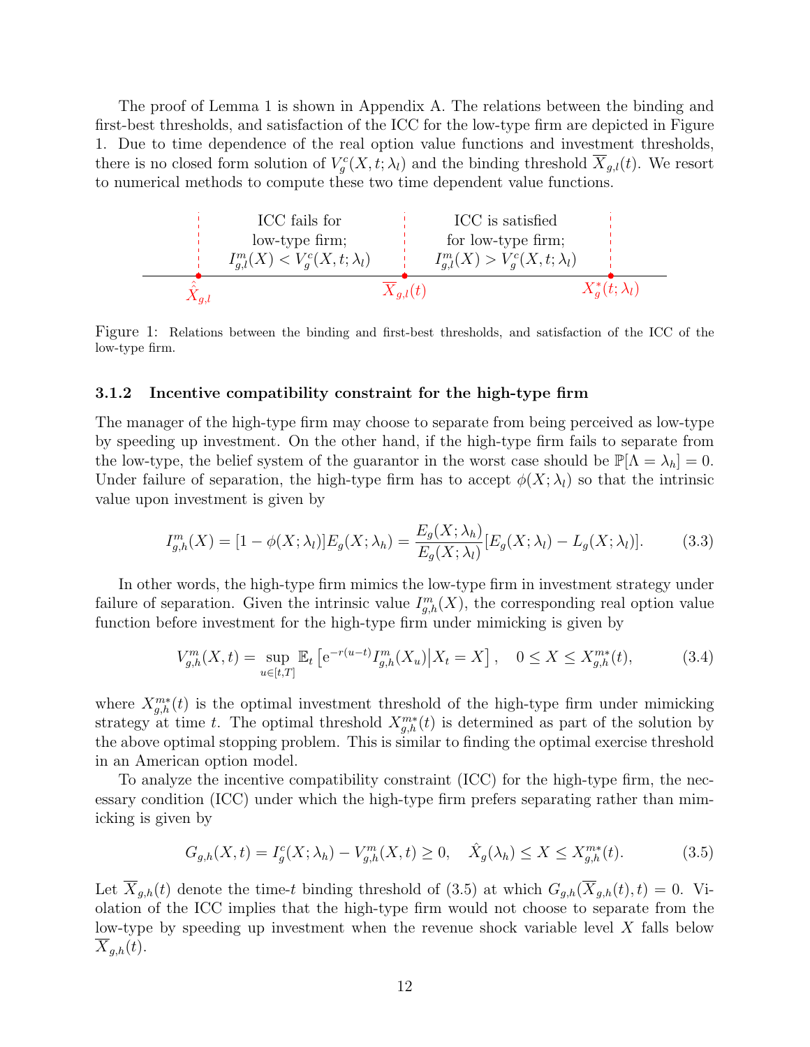The proof of Lemma 1 is shown in Appendix A. The relations between the binding and first-best thresholds, and satisfaction of the ICC for the low-type firm are depicted in Figure 1. Due to time dependence of the real option value functions and investment thresholds, there is no closed form solution of $V_g^c(X,t;\lambda_l)$ and the binding threshold $\overline{X}_{g,l}(t)$. We resort to numerical methods to compute these two time dependent value functions.

| $\hat{\hat{X}}_{g,l}$ | ICC fails for low-type firm; $I_{g,l}^m(X) < V_g^c(X,t;\lambda_l)$ | $\overline{X}_{g,l}(t)$ | ICC is satisfied for low-type firm; $I_{g,l}^m(X) > V_g^c(X,t;\lambda_l)$ | $X_g^*(t;\lambda_l)$ |
|---|---|---|---|---|

Figure 1: Relations between the binding and first-best thresholds, and satisfaction of the ICC of the low-type firm.

### 3.1.2 Incentive compatibility constraint for the high-type firm

The manager of the high-type firm may choose to separate from being perceived as low-type by speeding up investment. On the other hand, if the high-type firm fails to separate from the low-type, the belief system of the guarantor in the worst case should be $\mathbb{P}[\Lambda = \lambda_h] = 0$. Under failure of separation, the high-type firm has to accept $\phi(X;\lambda_l)$ so that the intrinsic value upon investment is given by

$$I_{g,h}^m(X) = [1 - \phi(X;\lambda_l)]E_g(X;\lambda_h) = \frac{E_g(X;\lambda_h)}{E_g(X;\lambda_l)}[E_g(X;\lambda_l) - L_g(X;\lambda_l)]. \tag{3.3}$$

In other words, the high-type firm mimics the low-type firm in investment strategy under failure of separation. Given the intrinsic value $I_{g,h}^m(X)$, the corresponding real option value function before investment for the high-type firm under mimicking is given by

$$V_{g,h}^m(X,t) = \sup_{u\in[t,T]} \mathbb{E}_t\left[\mathrm{e}^{-r(u-t)} I_{g,h}^m(X_u)\middle| X_t = X\right], \quad 0 \le X \le X_{g,h}^{m*}(t), \tag{3.4}$$

where $X_{g,h}^{m*}(t)$ is the optimal investment threshold of the high-type firm under mimicking strategy at time $t$. The optimal threshold $X_{g,h}^{m*}(t)$ is determined as part of the solution by the above optimal stopping problem. This is similar to finding the optimal exercise threshold in an American option model.

To analyze the incentive compatibility constraint (ICC) for the high-type firm, the necessary condition (ICC) under which the high-type firm prefers separating rather than mimicking is given by

$$G_{g,h}(X,t) = I_g^c(X;\lambda_h) - V_{g,h}^m(X,t) \ge 0, \quad \hat{X}_g(\lambda_h) \le X \le X_{g,h}^{m*}(t). \tag{3.5}$$

Let $\overline{X}_{g,h}(t)$ denote the time-$t$ binding threshold of (3.5) at which $G_{g,h}(\overline{X}_{g,h}(t),t) = 0$. Violation of the ICC implies that the high-type firm would not choose to separate from the low-type by speeding up investment when the revenue shock variable level $X$ falls below $\overline{X}_{g,h}(t)$.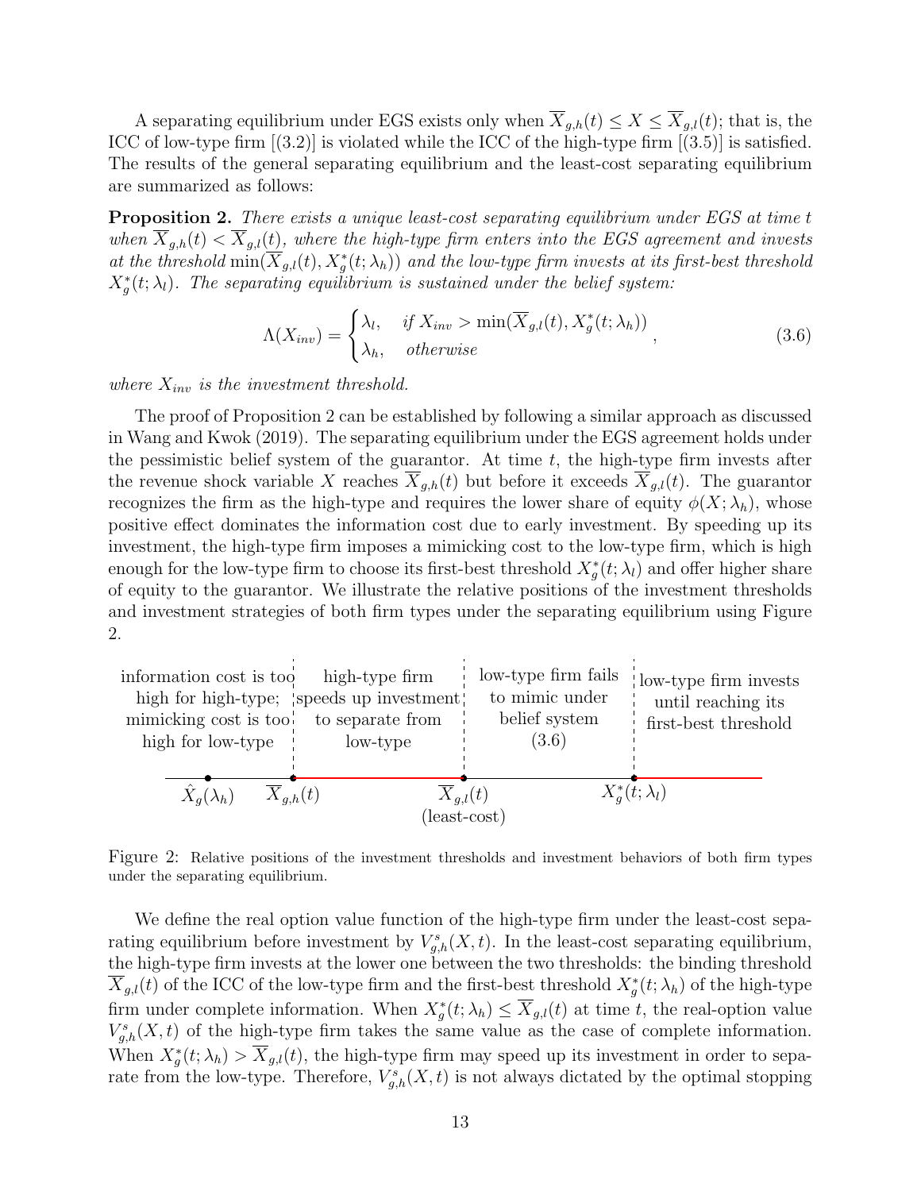A separating equilibrium under EGS exists only when $\overline{X}_{g,h}(t) \leq X \leq \overline{X}_{g,l}(t)$; that is, the ICC of low-type firm [(3.2)] is violated while the ICC of the high-type firm [(3.5)] is satisfied. The results of the general separating equilibrium and the least-cost separating equilibrium are summarized as follows:

**Proposition 2.** *There exists a unique least-cost separating equilibrium under EGS at time $t$ when $\overline{X}_{g,h}(t) < \overline{X}_{g,l}(t)$, where the high-type firm enters into the EGS agreement and invests at the threshold $\min(\overline{X}_{g,l}(t), X_g^*(t;\lambda_h))$ and the low-type firm invests at its first-best threshold $X_g^*(t;\lambda_l)$. The separating equilibrium is sustained under the belief system:*

$$\Lambda(X_{inv}) = \begin{cases} \lambda_l, & \text{if } X_{inv} > \min(\overline{X}_{g,l}(t), X_g^*(t;\lambda_h)) \\ \lambda_h, & \text{otherwise} \end{cases}, \tag{3.6}$$

*where $X_{inv}$ is the investment threshold.*

The proof of Proposition 2 can be established by following a similar approach as discussed in Wang and Kwok (2019). The separating equilibrium under the EGS agreement holds under the pessimistic belief system of the guarantor. At time $t$, the high-type firm invests after the revenue shock variable $X$ reaches $\overline{X}_{g,h}(t)$ but before it exceeds $\overline{X}_{g,l}(t)$. The guarantor recognizes the firm as the high-type and requires the lower share of equity $\phi(X;\lambda_h)$, whose positive effect dominates the information cost due to early investment. By speeding up its investment, the high-type firm imposes a mimicking cost to the low-type firm, which is high enough for the low-type firm to choose its first-best threshold $X_g^*(t;\lambda_l)$ and offer higher share of equity to the guarantor. We illustrate the relative positions of the investment thresholds and investment strategies of both firm types under the separating equilibrium using Figure 2.

| information cost is too high for high-type; mimicking cost is too high for low-type | high-type firm speeds up investment to separate from low-type | low-type firm fails to mimic under belief system (3.6) | low-type firm invests until reaching its first-best threshold |
|---|---|---|---|
| $\hat{X}_g(\lambda_h)$ | $\overline{X}_{g,h}(t)$ | $\overline{X}_{g,l}(t)$ (least-cost) | $X_g^*(t;\lambda_l)$ |

Figure 2: Relative positions of the investment thresholds and investment behaviors of both firm types under the separating equilibrium.

We define the real option value function of the high-type firm under the least-cost separating equilibrium before investment by $V_{g,h}^s(X,t)$. In the least-cost separating equilibrium, the high-type firm invests at the lower one between the two thresholds: the binding threshold $\overline{X}_{g,l}(t)$ of the ICC of the low-type firm and the first-best threshold $X_g^*(t;\lambda_h)$ of the high-type firm under complete information. When $X_g^*(t;\lambda_h) \leq \overline{X}_{g,l}(t)$ at time $t$, the real-option value $V_{g,h}^s(X,t)$ of the high-type firm takes the same value as the case of complete information. When $X_g^*(t;\lambda_h) > \overline{X}_{g,l}(t)$, the high-type firm may speed up its investment in order to separate from the low-type. Therefore, $V_{g,h}^s(X,t)$ is not always dictated by the optimal stopping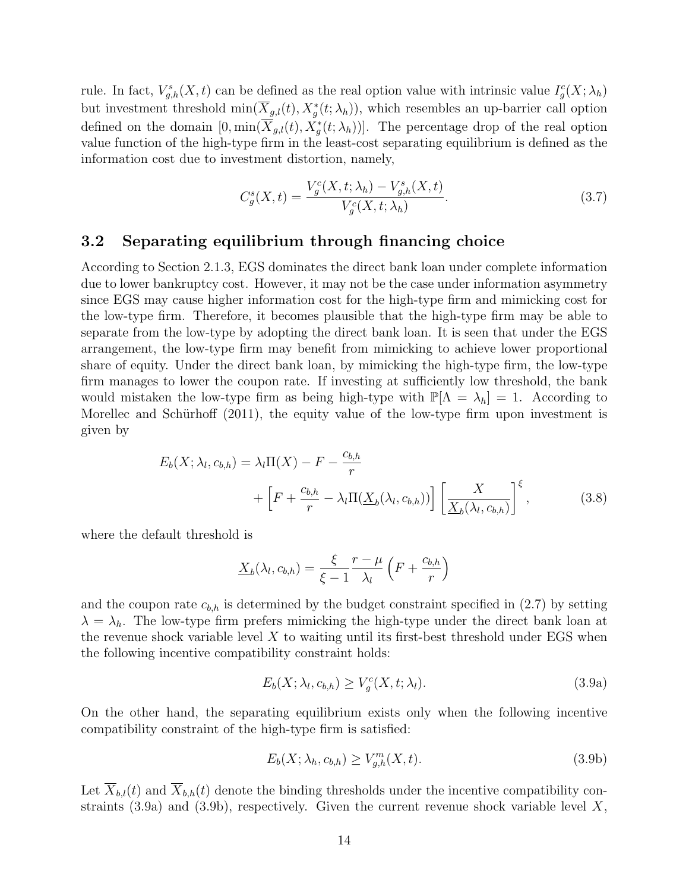rule. In fact, $V^s_{g,h}(X,t)$ can be defined as the real option value with intrinsic value $I^c_g(X;\lambda_h)$ but investment threshold $\min(\overline{X}_{g,l}(t), X^*_g(t;\lambda_h))$, which resembles an up-barrier call option defined on the domain $[0, \min(\overline{X}_{g,l}(t), X^*_g(t;\lambda_h))]$. The percentage drop of the real option value function of the high-type firm in the least-cost separating equilibrium is defined as the information cost due to investment distortion, namely,

$$C^s_g(X,t) = \frac{V^c_g(X,t;\lambda_h) - V^s_{g,h}(X,t)}{V^c_g(X,t;\lambda_h)}. \tag{3.7}$$

## 3.2 Separating equilibrium through financing choice

According to Section 2.1.3, EGS dominates the direct bank loan under complete information due to lower bankruptcy cost. However, it may not be the case under information asymmetry since EGS may cause higher information cost for the high-type firm and mimicking cost for the low-type firm. Therefore, it becomes plausible that the high-type firm may be able to separate from the low-type by adopting the direct bank loan. It is seen that under the EGS arrangement, the low-type firm may benefit from mimicking to achieve lower proportional share of equity. Under the direct bank loan, by mimicking the high-type firm, the low-type firm manages to lower the coupon rate. If investing at sufficiently low threshold, the bank would mistaken the low-type firm as being high-type with $\mathbb{P}[\Lambda = \lambda_h] = 1$. According to Morellec and Schürhoff (2011), the equity value of the low-type firm upon investment is given by

$$\begin{aligned} E_b(X;\lambda_l, c_{b,h}) = \lambda_l \Pi(X) - F - \frac{c_{b,h}}{r} \\ + \left[F + \frac{c_{b,h}}{r} - \lambda_l \Pi(\underline{X}_b(\lambda_l, c_{b,h}))\right] \left[\frac{X}{\underline{X}_b(\lambda_l, c_{b,h})}\right]^{\xi}, \end{aligned} \tag{3.8}$$

where the default threshold is

$$\underline{X}_b(\lambda_l, c_{b,h}) = \frac{\xi}{\xi - 1} \frac{r - \mu}{\lambda_l} \left(F + \frac{c_{b,h}}{r}\right)$$

and the coupon rate $c_{b,h}$ is determined by the budget constraint specified in (2.7) by setting $\lambda = \lambda_h$. The low-type firm prefers mimicking the high-type under the direct bank loan at the revenue shock variable level $X$ to waiting until its first-best threshold under EGS when the following incentive compatibility constraint holds:

$$E_b(X;\lambda_l, c_{b,h}) \geq V^c_g(X,t;\lambda_l). \tag{3.9a}$$

On the other hand, the separating equilibrium exists only when the following incentive compatibility constraint of the high-type firm is satisfied:

$$E_b(X;\lambda_h, c_{b,h}) \geq V^m_{g,h}(X,t). \tag{3.9b}$$

Let $\overline{X}_{b,l}(t)$ and $\overline{X}_{b,h}(t)$ denote the binding thresholds under the incentive compatibility constraints (3.9a) and (3.9b), respectively. Given the current revenue shock variable level $X$,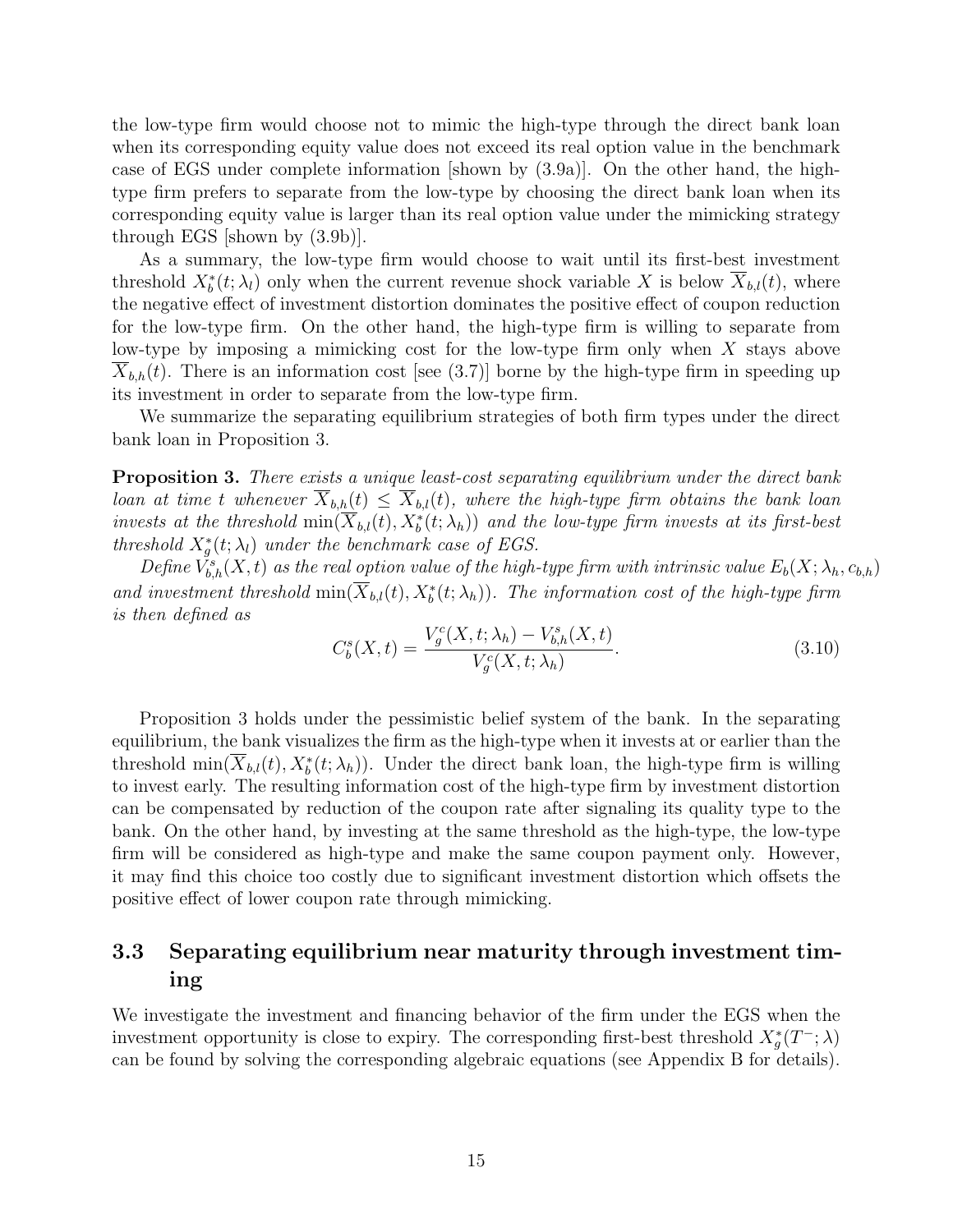the low-type firm would choose not to mimic the high-type through the direct bank loan when its corresponding equity value does not exceed its real option value in the benchmark case of EGS under complete information [shown by (3.9a)]. On the other hand, the high-type firm prefers to separate from the low-type by choosing the direct bank loan when its corresponding equity value is larger than its real option value under the mimicking strategy through EGS [shown by (3.9b)].

As a summary, the low-type firm would choose to wait until its first-best investment threshold $X_b^*(t;\lambda_l)$ only when the current revenue shock variable $X$ is below $\overline{X}_{b,l}(t)$, where the negative effect of investment distortion dominates the positive effect of coupon reduction for the low-type firm. On the other hand, the high-type firm is willing to separate from low-type by imposing a mimicking cost for the low-type firm only when $X$ stays above $\overline{X}_{b,h}(t)$. There is an information cost [see (3.7)] borne by the high-type firm in speeding up its investment in order to separate from the low-type firm.

We summarize the separating equilibrium strategies of both firm types under the direct bank loan in Proposition 3.

**Proposition 3.** *There exists a unique least-cost separating equilibrium under the direct bank loan at time $t$ whenever $\overline{X}_{b,h}(t) \leq \overline{X}_{b,l}(t)$, where the high-type firm obtains the bank loan invests at the threshold $\min(\overline{X}_{b,l}(t), X_b^*(t;\lambda_h))$ and the low-type firm invests at its first-best threshold $X_g^*(t;\lambda_l)$ under the benchmark case of EGS.*

*Define $V_{b,h}^s(X,t)$ as the real option value of the high-type firm with intrinsic value $E_b(X;\lambda_h,c_{b,h})$ and investment threshold $\min(\overline{X}_{b,l}(t), X_b^*(t;\lambda_h))$. The information cost of the high-type firm is then defined as*

$$C_b^s(X,t) = \frac{V_g^c(X,t;\lambda_h) - V_{b,h}^s(X,t)}{V_g^c(X,t;\lambda_h)}. \tag{3.10}$$

Proposition 3 holds under the pessimistic belief system of the bank. In the separating equilibrium, the bank visualizes the firm as the high-type when it invests at or earlier than the threshold $\min(\overline{X}_{b,l}(t), X_b^*(t;\lambda_h))$. Under the direct bank loan, the high-type firm is willing to invest early. The resulting information cost of the high-type firm by investment distortion can be compensated by reduction of the coupon rate after signaling its quality type to the bank. On the other hand, by investing at the same threshold as the high-type, the low-type firm will be considered as high-type and make the same coupon payment only. However, it may find this choice too costly due to significant investment distortion which offsets the positive effect of lower coupon rate through mimicking.

## 3.3 Separating equilibrium near maturity through investment timing

We investigate the investment and financing behavior of the firm under the EGS when the investment opportunity is close to expiry. The corresponding first-best threshold $X_g^*(T^-;\lambda)$ can be found by solving the corresponding algebraic equations (see Appendix B for details).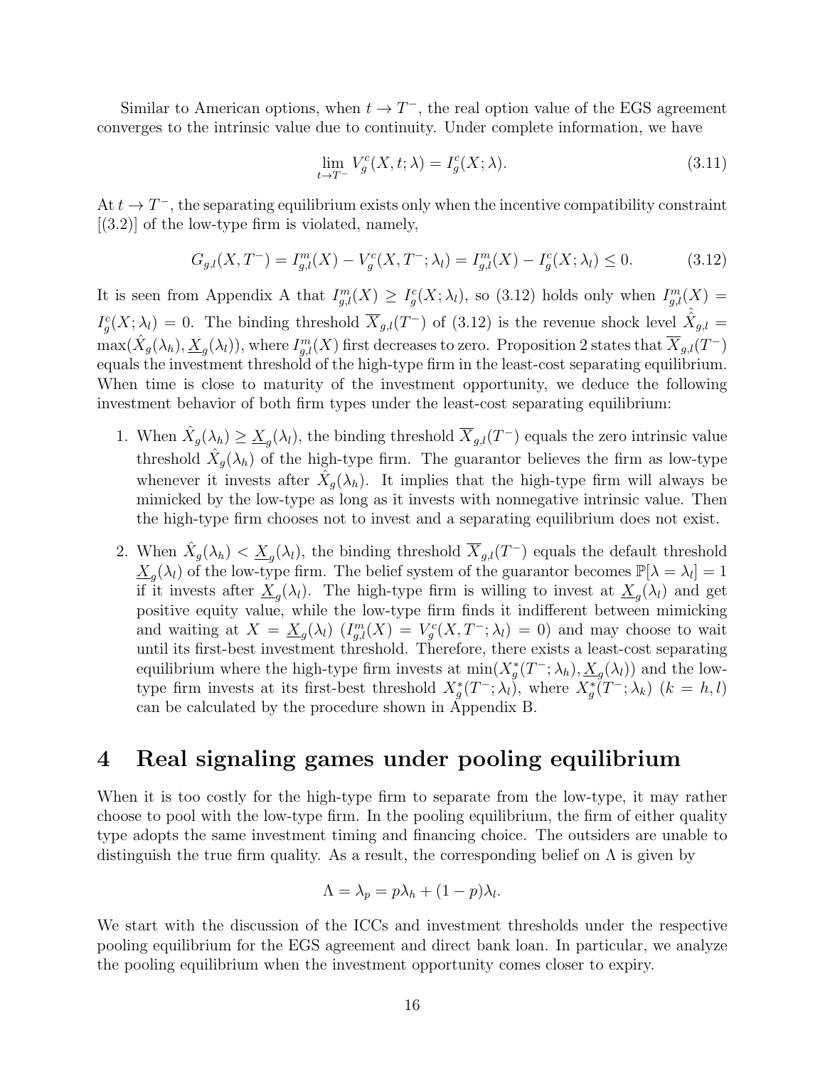Similar to American options, when $t \to T^-$, the real option value of the EGS agreement converges to the intrinsic value due to continuity. Under complete information, we have

$$\lim_{t \to T^-} V_g^c(X, t; \lambda) = I_g^c(X; \lambda). \tag{3.11}$$

At $t \to T^-$, the separating equilibrium exists only when the incentive compatibility constraint [(3.2)] of the low-type firm is violated, namely,

$$G_{g,l}(X, T^-) = I_{g,l}^m(X) - V_g^c(X, T^-; \lambda_l) = I_{g,l}^m(X) - I_g^c(X; \lambda_l) \leq 0. \tag{3.12}$$

It is seen from Appendix A that $I_{g,l}^m(X) \geq I_g^c(X; \lambda_l)$, so (3.12) holds only when $I_{g,l}^m(X) = I_g^c(X; \lambda_l) = 0$. The binding threshold $\overline{X}_{g,l}(T^-)$ of (3.12) is the revenue shock level $\hat{\hat{X}}_{g,l} = \max(\hat{X}_g(\lambda_h), \underline{X}_g(\lambda_l))$, where $I_{g,l}^m(X)$ first decreases to zero. Proposition 2 states that $\overline{X}_{g,l}(T^-)$ equals the investment threshold of the high-type firm in the least-cost separating equilibrium. When time is close to maturity of the investment opportunity, we deduce the following investment behavior of both firm types under the least-cost separating equilibrium:

1. When $\hat{X}_g(\lambda_h) \geq \underline{X}_g(\lambda_l)$, the binding threshold $\overline{X}_{g,l}(T^-)$ equals the zero intrinsic value threshold $\hat{X}_g(\lambda_h)$ of the high-type firm. The guarantor believes the firm as low-type whenever it invests after $\hat{X}_g(\lambda_h)$. It implies that the high-type firm will always be mimicked by the low-type as long as it invests with nonnegative intrinsic value. Then the high-type firm chooses not to invest and a separating equilibrium does not exist.

2. When $\hat{X}_g(\lambda_h) < \underline{X}_g(\lambda_l)$, the binding threshold $\overline{X}_{g,l}(T^-)$ equals the default threshold $\underline{X}_g(\lambda_l)$ of the low-type firm. The belief system of the guarantor becomes $\mathbb{P}[\lambda = \lambda_l] = 1$ if it invests after $\underline{X}_g(\lambda_l)$. The high-type firm is willing to invest at $\underline{X}_g(\lambda_l)$ and get positive equity value, while the low-type firm finds it indifferent between mimicking and waiting at $X = \underline{X}_g(\lambda_l)$ ($I_{g,l}^m(X) = V_g^c(X, T^-; \lambda_l) = 0$) and may choose to wait until its first-best investment threshold. Therefore, there exists a least-cost separating equilibrium where the high-type firm invests at $\min(X_g^*(T^-; \lambda_h), \underline{X}_g(\lambda_l))$ and the low-type firm invests at its first-best threshold $X_g^*(T^-; \lambda_l)$, where $X_g^*(T^-; \lambda_k)$ $(k = h, l)$ can be calculated by the procedure shown in Appendix B.

# 4 Real signaling games under pooling equilibrium

When it is too costly for the high-type firm to separate from the low-type, it may rather choose to pool with the low-type firm. In the pooling equilibrium, the firm of either quality type adopts the same investment timing and financing choice. The outsiders are unable to distinguish the true firm quality. As a result, the corresponding belief on $\Lambda$ is given by

$$\Lambda = \lambda_p = p\lambda_h + (1 - p)\lambda_l.$$

We start with the discussion of the ICCs and investment thresholds under the respective pooling equilibrium for the EGS agreement and direct bank loan. In particular, we analyze the pooling equilibrium when the investment opportunity comes closer to expiry.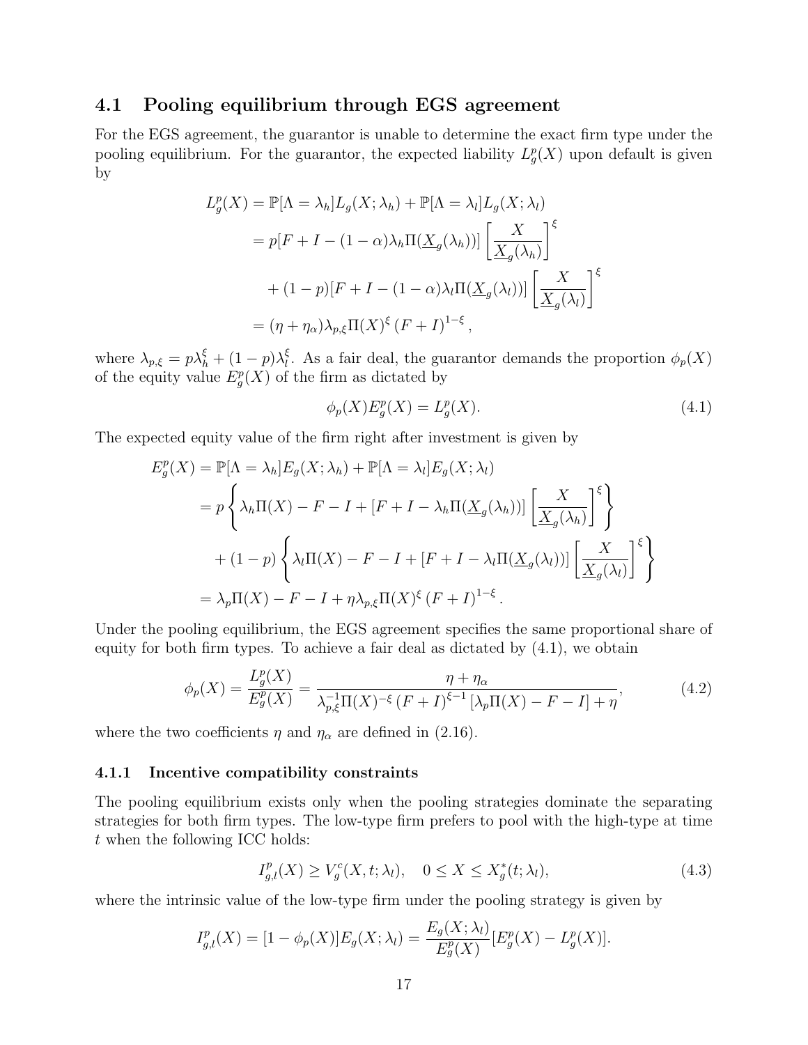## 4.1 Pooling equilibrium through EGS agreement

For the EGS agreement, the guarantor is unable to determine the exact firm type under the pooling equilibrium. For the guarantor, the expected liability $L_g^p(X)$ upon default is given by

$$
\begin{aligned}
L_g^p(X) &= \mathbb{P}[\Lambda = \lambda_h] L_g(X; \lambda_h) + \mathbb{P}[\Lambda = \lambda_l] L_g(X; \lambda_l) \\
&= p[F + I - (1-\alpha)\lambda_h \Pi(\underline{X}_g(\lambda_h))] \left[ \frac{X}{\underline{X}_g(\lambda_h)} \right]^{\xi} \\
&\quad + (1-p)[F + I - (1-\alpha)\lambda_l \Pi(\underline{X}_g(\lambda_l))] \left[ \frac{X}{\underline{X}_g(\lambda_l)} \right]^{\xi} \\
&= (\eta + \eta_\alpha) \lambda_{p,\xi} \Pi(X)^{\xi} (F+I)^{1-\xi},
\end{aligned}
$$

where $\lambda_{p,\xi} = p\lambda_h^{\xi} + (1-p)\lambda_l^{\xi}$. As a fair deal, the guarantor demands the proportion $\phi_p(X)$ of the equity value $E_g^p(X)$ of the firm as dictated by

$$
\phi_p(X) E_g^p(X) = L_g^p(X). \tag{4.1}
$$

The expected equity value of the firm right after investment is given by

$$
\begin{aligned}
E_g^p(X) &= \mathbb{P}[\Lambda = \lambda_h] E_g(X; \lambda_h) + \mathbb{P}[\Lambda = \lambda_l] E_g(X; \lambda_l) \\
&= p \left\{ \lambda_h \Pi(X) - F - I + [F + I - \lambda_h \Pi(\underline{X}_g(\lambda_h))] \left[ \frac{X}{\underline{X}_g(\lambda_h)} \right]^{\xi} \right\} \\
&\quad + (1-p) \left\{ \lambda_l \Pi(X) - F - I + [F + I - \lambda_l \Pi(\underline{X}_g(\lambda_l))] \left[ \frac{X}{\underline{X}_g(\lambda_l)} \right]^{\xi} \right\} \\
&= \lambda_p \Pi(X) - F - I + \eta \lambda_{p,\xi} \Pi(X)^{\xi} (F+I)^{1-\xi}.
\end{aligned}
$$

Under the pooling equilibrium, the EGS agreement specifies the same proportional share of equity for both firm types. To achieve a fair deal as dictated by (4.1), we obtain

$$
\phi_p(X) = \frac{L_g^p(X)}{E_g^p(X)} = \frac{\eta + \eta_\alpha}{\lambda_{p,\xi}^{-1} \Pi(X)^{-\xi} (F+I)^{\xi - 1} [\lambda_p \Pi(X) - F - I] + \eta}, \tag{4.2}
$$

where the two coefficients $\eta$ and $\eta_\alpha$ are defined in (2.16).

### 4.1.1 Incentive compatibility constraints

The pooling equilibrium exists only when the pooling strategies dominate the separating strategies for both firm types. The low-type firm prefers to pool with the high-type at time $t$ when the following ICC holds:

$$
I_{g,l}^p(X) \geq V_g^c(X, t; \lambda_l), \quad 0 \leq X \leq X_g^*(t; \lambda_l), \tag{4.3}
$$

where the intrinsic value of the low-type firm under the pooling strategy is given by

$$
I_{g,l}^p(X) = [1 - \phi_p(X)] E_g(X; \lambda_l) = \frac{E_g(X; \lambda_l)}{E_g^p(X)} [E_g^p(X) - L_g^p(X)].
$$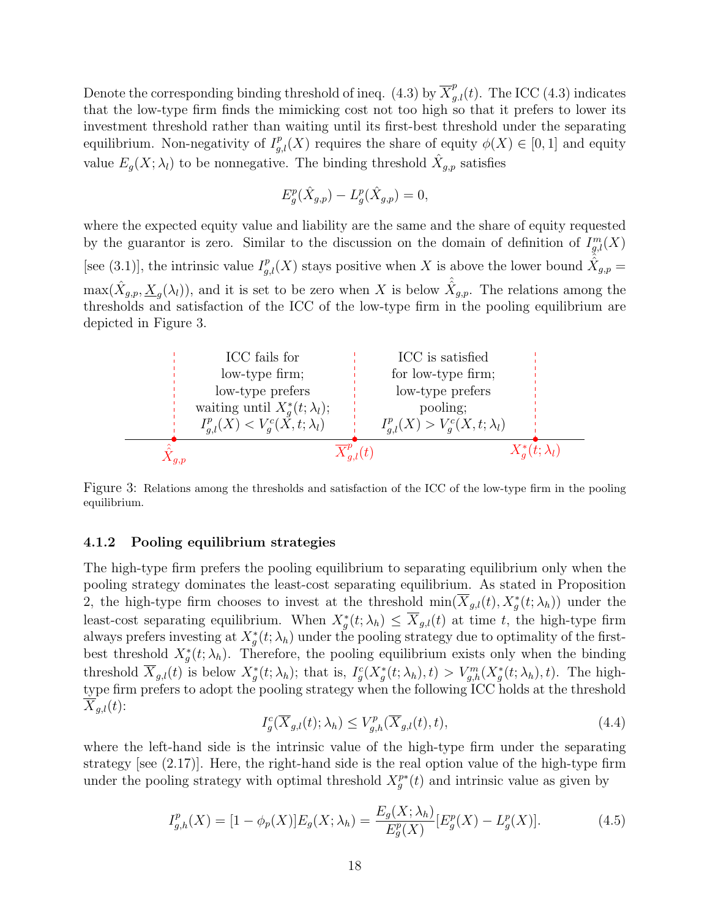Denote the corresponding binding threshold of ineq. (4.3) by $\overline{X}^p_{g,l}(t)$. The ICC (4.3) indicates that the low-type firm finds the mimicking cost not too high so that it prefers to lower its investment threshold rather than waiting until its first-best threshold under the separating equilibrium. Non-negativity of $I^p_{g,l}(X)$ requires the share of equity $\phi(X) \in [0, 1]$ and equity value $E_g(X; \lambda_l)$ to be nonnegative. The binding threshold $\hat{X}_{g,p}$ satisfies

$$E^p_g(\hat{X}_{g,p}) - L^p_g(\hat{X}_{g,p}) = 0,$$

where the expected equity value and liability are the same and the share of equity requested by the guarantor is zero. Similar to the discussion on the domain of definition of $I^m_{g,l}(X)$ [see (3.1)], the intrinsic value $I^p_{g,l}(X)$ stays positive when $X$ is above the lower bound $\hat{\hat{X}}_{g,p} = \max(\hat{X}_{g,p}, \underline{X}_g(\lambda_l))$, and it is set to be zero when $X$ is below $\hat{\hat{X}}_{g,p}$. The relations among the thresholds and satisfaction of the ICC of the low-type firm in the pooling equilibrium are depicted in Figure 3.

| $\hat{\hat{X}}_{g,p}$ | ICC fails for low-type firm; low-type prefers waiting until $X^*_g(t; \lambda_l)$; $I^p_{g,l}(X) < V^c_g(X, t; \lambda_l)$ | $\overline{X}^p_{g,l}(t)$ | ICC is satisfied for low-type firm; low-type prefers pooling; $I^p_{g,l}(X) > V^c_g(X, t; \lambda_l)$ | $X^*_g(t; \lambda_l)$ |
|---|---|---|---|---|

Figure 3: Relations among the thresholds and satisfaction of the ICC of the low-type firm in the pooling equilibrium.

### 4.1.2 Pooling equilibrium strategies

The high-type firm prefers the pooling equilibrium to separating equilibrium only when the pooling strategy dominates the least-cost separating equilibrium. As stated in Proposition 2, the high-type firm chooses to invest at the threshold $\min(\overline{X}_{g,l}(t), X^*_g(t; \lambda_h))$ under the least-cost separating equilibrium. When $X^*_g(t; \lambda_h) \le \overline{X}_{g,l}(t)$ at time $t$, the high-type firm always prefers investing at $X^*_g(t; \lambda_h)$ under the pooling strategy due to optimality of the first-best threshold $X^*_g(t; \lambda_h)$. Therefore, the pooling equilibrium exists only when the binding threshold $\overline{X}_{g,l}(t)$ is below $X^*_g(t; \lambda_h)$; that is, $I^c_g(X^*_g(t; \lambda_h), t) > V^m_{g,h}(X^*_g(t; \lambda_h), t)$. The high-type firm prefers to adopt the pooling strategy when the following ICC holds at the threshold $\overline{X}_{g,l}(t)$:

$$I^c_g(\overline{X}_{g,l}(t); \lambda_h) \le V^p_{g,h}(\overline{X}_{g,l}(t), t), \tag{4.4}$$

where the left-hand side is the intrinsic value of the high-type firm under the separating strategy [see (2.17)]. Here, the right-hand side is the real option value of the high-type firm under the pooling strategy with optimal threshold $X^{p*}_g(t)$ and intrinsic value as given by

$$I^p_{g,h}(X) = [1 - \phi_p(X)]E_g(X; \lambda_h) = \frac{E_g(X; \lambda_h)}{E^p_g(X)}[E^p_g(X) - L^p_g(X)]. \tag{4.5}$$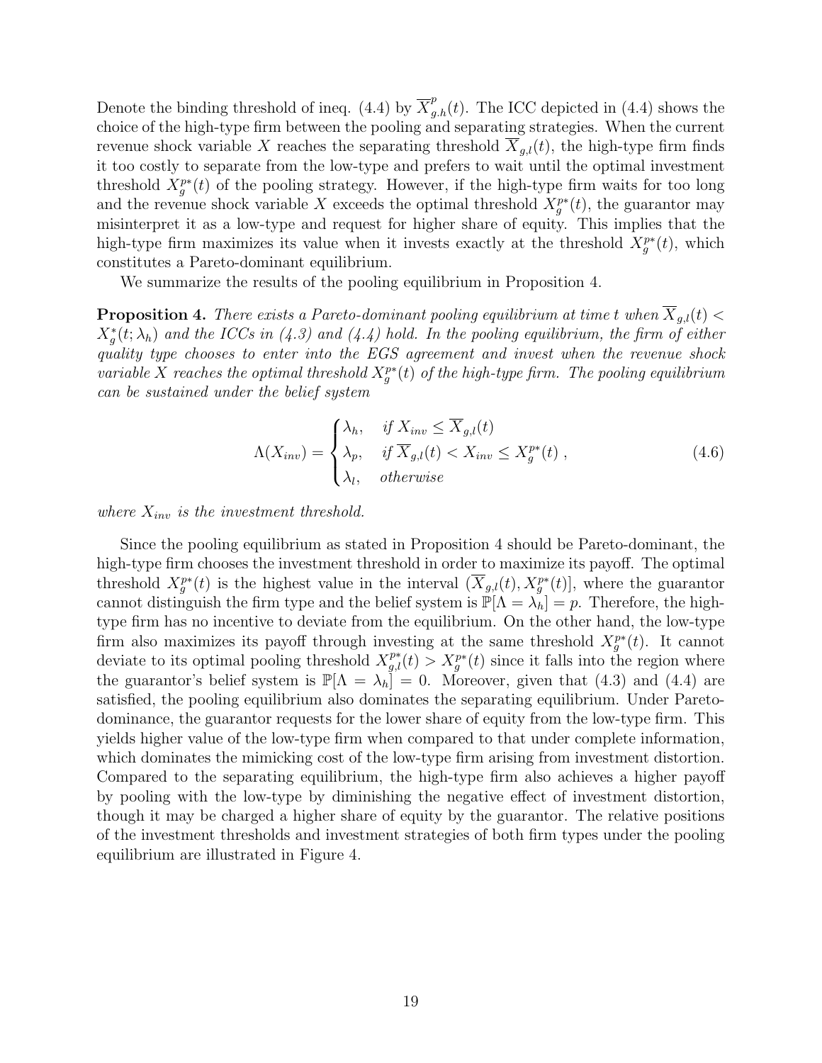Denote the binding threshold of ineq. (4.4) by $\overline{X}^{p}_{g,h}(t)$. The ICC depicted in (4.4) shows the choice of the high-type firm between the pooling and separating strategies. When the current revenue shock variable $X$ reaches the separating threshold $\overline{X}_{g,l}(t)$, the high-type firm finds it too costly to separate from the low-type and prefers to wait until the optimal investment threshold $X^{p*}_{g}(t)$ of the pooling strategy. However, if the high-type firm waits for too long and the revenue shock variable $X$ exceeds the optimal threshold $X^{p*}_{g}(t)$, the guarantor may misinterpret it as a low-type and request for higher share of equity. This implies that the high-type firm maximizes its value when it invests exactly at the threshold $X^{p*}_{g}(t)$, which constitutes a Pareto-dominant equilibrium.

We summarize the results of the pooling equilibrium in Proposition 4.

**Proposition 4.** *There exists a Pareto-dominant pooling equilibrium at time $t$ when $\overline{X}_{g,l}(t) < X^{*}_{g}(t;\lambda_h)$ and the ICCs in (4.3) and (4.4) hold. In the pooling equilibrium, the firm of either quality type chooses to enter into the EGS agreement and invest when the revenue shock variable $X$ reaches the optimal threshold $X^{p*}_{g}(t)$ of the high-type firm. The pooling equilibrium can be sustained under the belief system*

$$\Lambda(X_{inv}) = \begin{cases} \lambda_h, & \text{if } X_{inv} \leq \overline{X}_{g,l}(t) \\ \lambda_p, & \text{if } \overline{X}_{g,l}(t) < X_{inv} \leq X^{p*}_{g}(t) \\ \lambda_l, & \text{otherwise} \end{cases}, \tag{4.6}$$

*where $X_{inv}$ is the investment threshold.*

Since the pooling equilibrium as stated in Proposition 4 should be Pareto-dominant, the high-type firm chooses the investment threshold in order to maximize its payoff. The optimal threshold $X^{p*}_{g}(t)$ is the highest value in the interval $(\overline{X}_{g,l}(t), X^{p*}_{g}(t)]$, where the guarantor cannot distinguish the firm type and the belief system is $\mathbb{P}[\Lambda = \lambda_h] = p$. Therefore, the high-type firm has no incentive to deviate from the equilibrium. On the other hand, the low-type firm also maximizes its payoff through investing at the same threshold $X^{p*}_{g}(t)$. It cannot deviate to its optimal pooling threshold $X^{p*}_{g,l}(t) > X^{p*}_{g}(t)$ since it falls into the region where the guarantor's belief system is $\mathbb{P}[\Lambda = \lambda_h] = 0$. Moreover, given that (4.3) and (4.4) are satisfied, the pooling equilibrium also dominates the separating equilibrium. Under Pareto-dominance, the guarantor requests for the lower share of equity from the low-type firm. This yields higher value of the low-type firm when compared to that under complete information, which dominates the mimicking cost of the low-type firm arising from investment distortion. Compared to the separating equilibrium, the high-type firm also achieves a higher payoff by pooling with the low-type by diminishing the negative effect of investment distortion, though it may be charged a higher share of equity by the guarantor. The relative positions of the investment thresholds and investment strategies of both firm types under the pooling equilibrium are illustrated in Figure 4.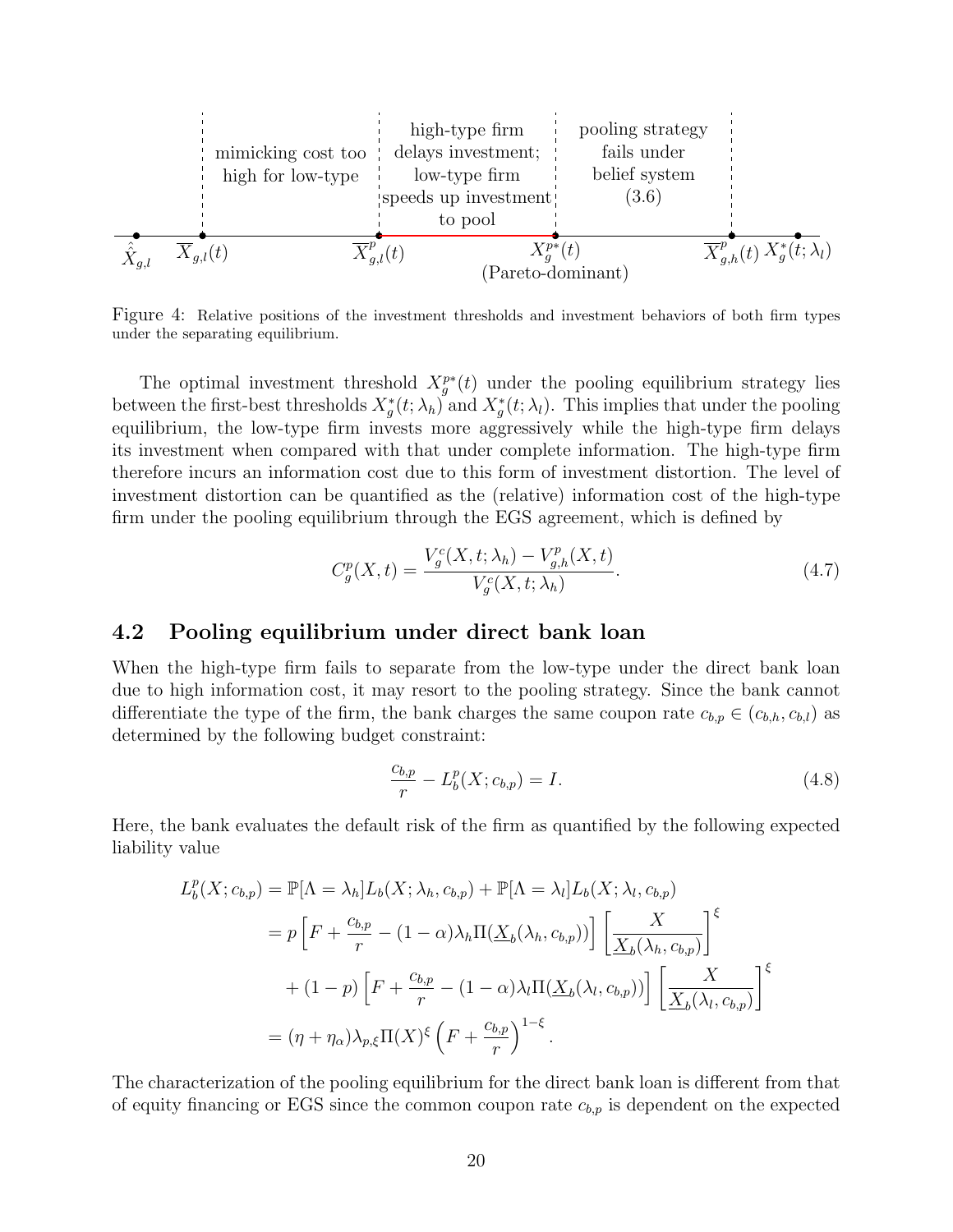Figure 4: Relative positions of the investment thresholds and investment behaviors of both firm types under the separating equilibrium.

The optimal investment threshold $X_g^{p*}(t)$ under the pooling equilibrium strategy lies between the first-best thresholds $X_g^*(t;\lambda_h)$ and $X_g^*(t;\lambda_l)$. This implies that under the pooling equilibrium, the low-type firm invests more aggressively while the high-type firm delays its investment when compared with that under complete information. The high-type firm therefore incurs an information cost due to this form of investment distortion. The level of investment distortion can be quantified as the (relative) information cost of the high-type firm under the pooling equilibrium through the EGS agreement, which is defined by

$$C_g^p(X,t) = \frac{V_g^c(X,t;\lambda_h) - V_{g,h}^p(X,t)}{V_g^c(X,t;\lambda_h)}. \tag{4.7}$$

## 4.2 Pooling equilibrium under direct bank loan

When the high-type firm fails to separate from the low-type under the direct bank loan due to high information cost, it may resort to the pooling strategy. Since the bank cannot differentiate the type of the firm, the bank charges the same coupon rate $c_{b,p} \in (c_{b,h}, c_{b,l})$ as determined by the following budget constraint:

$$\frac{c_{b,p}}{r} - L_b^p(X; c_{b,p}) = I. \tag{4.8}$$

Here, the bank evaluates the default risk of the firm as quantified by the following expected liability value

$$\begin{aligned}
L_b^p(X; c_{b,p}) &= \mathbb{P}[\Lambda = \lambda_h] L_b(X; \lambda_h, c_{b,p}) + \mathbb{P}[\Lambda = \lambda_l] L_b(X; \lambda_l, c_{b,p}) \\
&= p\left[F + \frac{c_{b,p}}{r} - (1-\alpha)\lambda_h \Pi(\underline{X}_b(\lambda_h, c_{b,p}))\right]\left[\frac{X}{\underline{X}_b(\lambda_h, c_{b,p})}\right]^{\xi} \\
&\quad + (1-p)\left[F + \frac{c_{b,p}}{r} - (1-\alpha)\lambda_l \Pi(\underline{X}_b(\lambda_l, c_{b,p}))\right]\left[\frac{X}{\underline{X}_b(\lambda_l, c_{b,p})}\right]^{\xi} \\
&= (\eta + \eta_\alpha)\lambda_{p,\xi} \Pi(X)^{\xi}\left(F + \frac{c_{b,p}}{r}\right)^{1-\xi}.
\end{aligned}$$

The characterization of the pooling equilibrium for the direct bank loan is different from that of equity financing or EGS since the common coupon rate $c_{b,p}$ is dependent on the expected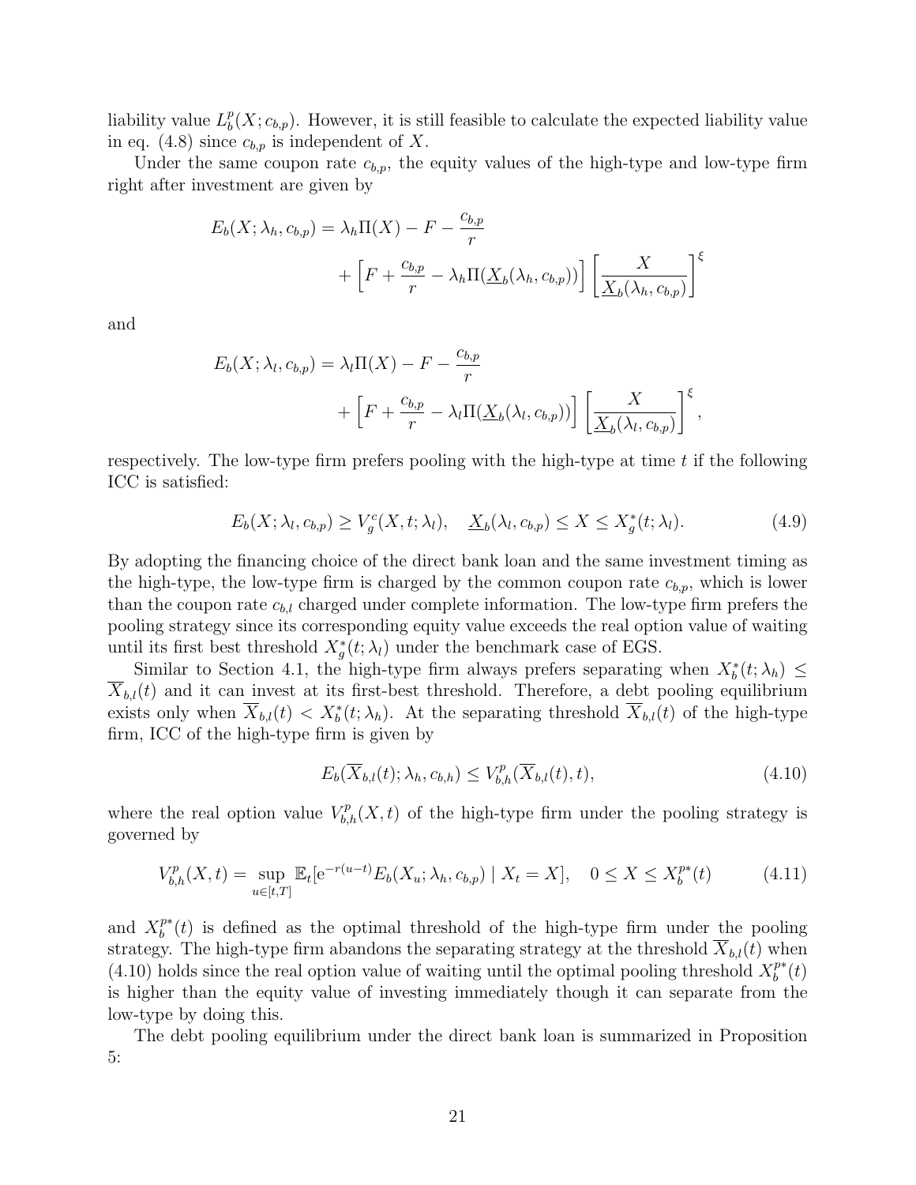liability value $L_b^p(X; c_{b,p})$. However, it is still feasible to calculate the expected liability value in eq. (4.8) since $c_{b,p}$ is independent of $X$.

Under the same coupon rate $c_{b,p}$, the equity values of the high-type and low-type firm right after investment are given by

$$E_b(X; \lambda_h, c_{b,p}) = \lambda_h \Pi(X) - F - \frac{c_{b,p}}{r} + \left[F + \frac{c_{b,p}}{r} - \lambda_h \Pi(\underline{X}_b(\lambda_h, c_{b,p}))\right] \left[\frac{X}{\underline{X}_b(\lambda_h, c_{b,p})}\right]^{\xi}$$

and

$$E_b(X; \lambda_l, c_{b,p}) = \lambda_l \Pi(X) - F - \frac{c_{b,p}}{r} + \left[F + \frac{c_{b,p}}{r} - \lambda_l \Pi(\underline{X}_b(\lambda_l, c_{b,p}))\right] \left[\frac{X}{\underline{X}_b(\lambda_l, c_{b,p})}\right]^{\xi},$$

respectively. The low-type firm prefers pooling with the high-type at time $t$ if the following ICC is satisfied:

$$E_b(X; \lambda_l, c_{b,p}) \geq V_g^c(X, t; \lambda_l), \quad \underline{X}_b(\lambda_l, c_{b,p}) \leq X \leq X_g^*(t; \lambda_l). \tag{4.9}$$

By adopting the financing choice of the direct bank loan and the same investment timing as the high-type, the low-type firm is charged by the common coupon rate $c_{b,p}$, which is lower than the coupon rate $c_{b,l}$ charged under complete information. The low-type firm prefers the pooling strategy since its corresponding equity value exceeds the real option value of waiting until its first best threshold $X_g^*(t; \lambda_l)$ under the benchmark case of EGS.

Similar to Section 4.1, the high-type firm always prefers separating when $X_b^*(t; \lambda_h) \leq \overline{X}_{b,l}(t)$ and it can invest at its first-best threshold. Therefore, a debt pooling equilibrium exists only when $\overline{X}_{b,l}(t) < X_b^*(t; \lambda_h)$. At the separating threshold $\overline{X}_{b,l}(t)$ of the high-type firm, ICC of the high-type firm is given by

$$E_b(\overline{X}_{b,l}(t); \lambda_h, c_{b,h}) \leq V_{b,h}^p(\overline{X}_{b,l}(t), t), \tag{4.10}$$

where the real option value $V_{b,h}^p(X, t)$ of the high-type firm under the pooling strategy is governed by

$$V_{b,h}^p(X, t) = \sup_{u \in [t,T]} \mathbb{E}_t[\mathrm{e}^{-r(u-t)} E_b(X_u; \lambda_h, c_{b,p}) \mid X_t = X], \quad 0 \leq X \leq X_b^{p*}(t) \tag{4.11}$$

and $X_b^{p*}(t)$ is defined as the optimal threshold of the high-type firm under the pooling strategy. The high-type firm abandons the separating strategy at the threshold $\overline{X}_{b,l}(t)$ when (4.10) holds since the real option value of waiting until the optimal pooling threshold $X_b^{p*}(t)$ is higher than the equity value of investing immediately though it can separate from the low-type by doing this.

The debt pooling equilibrium under the direct bank loan is summarized in Proposition 5: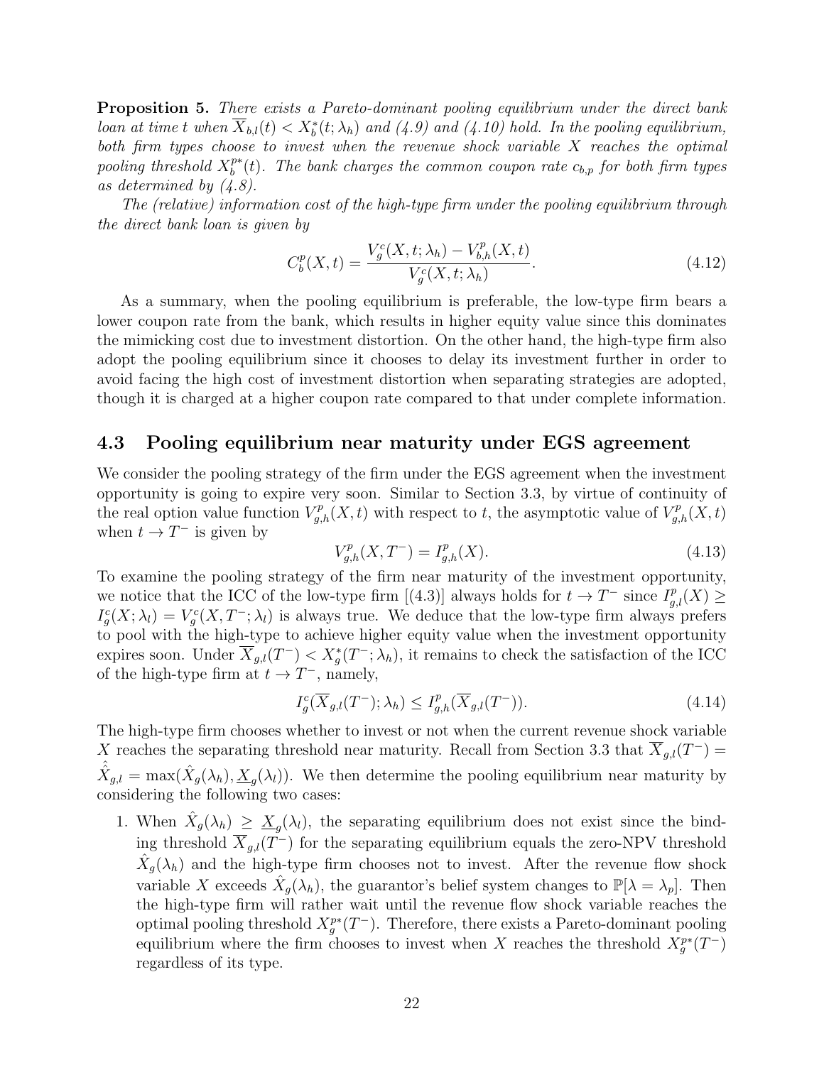**Proposition 5.** *There exists a Pareto-dominant pooling equilibrium under the direct bank loan at time $t$ when $\overline{X}_{b,l}(t) < X_b^*(t;\lambda_h)$ and (4.9) and (4.10) hold. In the pooling equilibrium, both firm types choose to invest when the revenue shock variable $X$ reaches the optimal pooling threshold $X_b^{p*}(t)$. The bank charges the common coupon rate $c_{b,p}$ for both firm types as determined by (4.8).*

*The (relative) information cost of the high-type firm under the pooling equilibrium through the direct bank loan is given by*

$$C_b^p(X,t) = \frac{V_g^c(X,t;\lambda_h) - V_{b,h}^p(X,t)}{V_g^c(X,t;\lambda_h)}. \tag{4.12}$$

As a summary, when the pooling equilibrium is preferable, the low-type firm bears a lower coupon rate from the bank, which results in higher equity value since this dominates the mimicking cost due to investment distortion. On the other hand, the high-type firm also adopt the pooling equilibrium since it chooses to delay its investment further in order to avoid facing the high cost of investment distortion when separating strategies are adopted, though it is charged at a higher coupon rate compared to that under complete information.

### 4.3 Pooling equilibrium near maturity under EGS agreement

We consider the pooling strategy of the firm under the EGS agreement when the investment opportunity is going to expire very soon. Similar to Section 3.3, by virtue of continuity of the real option value function $V_{g,h}^p(X,t)$ with respect to $t$, the asymptotic value of $V_{g,h}^p(X,t)$ when $t \to T^-$ is given by

$$V_{g,h}^p(X,T^-) = I_{g,h}^p(X). \tag{4.13}$$

To examine the pooling strategy of the firm near maturity of the investment opportunity, we notice that the ICC of the low-type firm [(4.3)] always holds for $t \to T^-$ since $I_{g,l}^p(X) \geq I_g^c(X;\lambda_l) = V_g^c(X,T^-;\lambda_l)$ is always true. We deduce that the low-type firm always prefers to pool with the high-type to achieve higher equity value when the investment opportunity expires soon. Under $\overline{X}_{g,l}(T^-) < X_g^*(T^-;\lambda_h)$, it remains to check the satisfaction of the ICC of the high-type firm at $t \to T^-$, namely,

$$I_g^c(\overline{X}_{g,l}(T^-);\lambda_h) \leq I_{g,h}^p(\overline{X}_{g,l}(T^-)). \tag{4.14}$$

The high-type firm chooses whether to invest or not when the current revenue shock variable $X$ reaches the separating threshold near maturity. Recall from Section 3.3 that $\overline{X}_{g,l}(T^-) = \hat{\hat{X}}_{g,l} = \max(\hat{X}_g(\lambda_h), \underline{X}_g(\lambda_l))$. We then determine the pooling equilibrium near maturity by considering the following two cases:

1. When $\hat{X}_g(\lambda_h) \geq \underline{X}_g(\lambda_l)$, the separating equilibrium does not exist since the binding threshold $\overline{X}_{g,l}(T^-)$ for the separating equilibrium equals the zero-NPV threshold $\hat{X}_g(\lambda_h)$ and the high-type firm chooses not to invest. After the revenue flow shock variable $X$ exceeds $\hat{X}_g(\lambda_h)$, the guarantor's belief system changes to $\mathbb{P}[\lambda = \lambda_p]$. Then the high-type firm will rather wait until the revenue flow shock variable reaches the optimal pooling threshold $X_g^{p*}(T^-)$. Therefore, there exists a Pareto-dominant pooling equilibrium where the firm chooses to invest when $X$ reaches the threshold $X_g^{p*}(T^-)$ regardless of its type.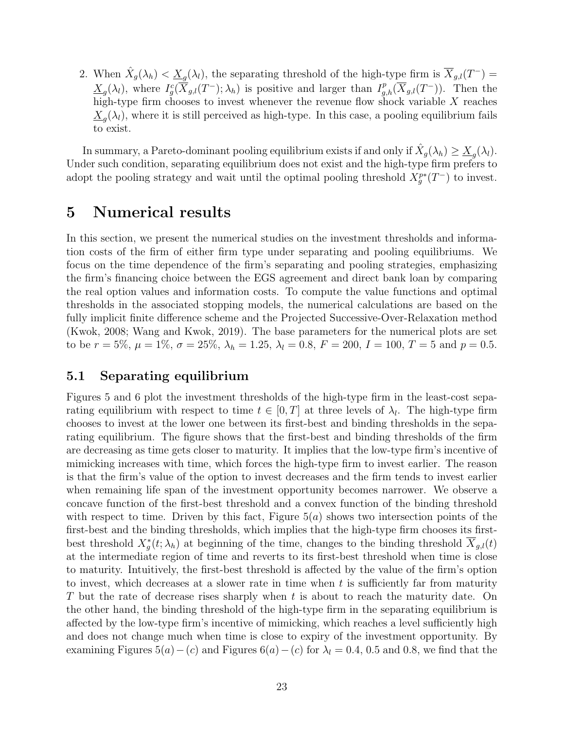2. When $\hat{X}_g(\lambda_h) < \underline{X}_g(\lambda_l)$, the separating threshold of the high-type firm is $\overline{X}_{g,l}(T^-) = \underline{X}_g(\lambda_l)$, where $I_g^c(\overline{X}_{g,l}(T^-);\lambda_h)$ is positive and larger than $I_{g,h}^p(\overline{X}_{g,l}(T^-))$. Then the high-type firm chooses to invest whenever the revenue flow shock variable $X$ reaches $\underline{X}_g(\lambda_l)$, where it is still perceived as high-type. In this case, a pooling equilibrium fails to exist.

In summary, a Pareto-dominant pooling equilibrium exists if and only if $\hat{X}_g(\lambda_h) \geq \underline{X}_g(\lambda_l)$. Under such condition, separating equilibrium does not exist and the high-type firm prefers to adopt the pooling strategy and wait until the optimal pooling threshold $X_g^{p*}(T^-)$ to invest.

# 5 Numerical results

In this section, we present the numerical studies on the investment thresholds and information costs of the firm of either firm type under separating and pooling equilibriums. We focus on the time dependence of the firm's separating and pooling strategies, emphasizing the firm's financing choice between the EGS agreement and direct bank loan by comparing the real option values and information costs. To compute the value functions and optimal thresholds in the associated stopping models, the numerical calculations are based on the fully implicit finite difference scheme and the Projected Successive-Over-Relaxation method (Kwok, 2008; Wang and Kwok, 2019). The base parameters for the numerical plots are set to be $r = 5\%$, $\mu = 1\%$, $\sigma = 25\%$, $\lambda_h = 1.25$, $\lambda_l = 0.8$, $F = 200$, $I = 100$, $T = 5$ and $p = 0.5$.

## 5.1 Separating equilibrium

Figures 5 and 6 plot the investment thresholds of the high-type firm in the least-cost separating equilibrium with respect to time $t \in [0, T]$ at three levels of $\lambda_l$. The high-type firm chooses to invest at the lower one between its first-best and binding thresholds in the separating equilibrium. The figure shows that the first-best and binding thresholds of the firm are decreasing as time gets closer to maturity. It implies that the low-type firm's incentive of mimicking increases with time, which forces the high-type firm to invest earlier. The reason is that the firm's value of the option to invest decreases and the firm tends to invest earlier when remaining life span of the investment opportunity becomes narrower. We observe a concave function of the first-best threshold and a convex function of the binding threshold with respect to time. Driven by this fact, Figure $5(a)$ shows two intersection points of the first-best and the binding thresholds, which implies that the high-type firm chooses its first-best threshold $X_g^*(t;\lambda_h)$ at beginning of the time, changes to the binding threshold $\overline{X}_{g,l}(t)$ at the intermediate region of time and reverts to its first-best threshold when time is close to maturity. Intuitively, the first-best threshold is affected by the value of the firm's option to invest, which decreases at a slower rate in time when $t$ is sufficiently far from maturity $T$ but the rate of decrease rises sharply when $t$ is about to reach the maturity date. On the other hand, the binding threshold of the high-type firm in the separating equilibrium is affected by the low-type firm's incentive of mimicking, which reaches a level sufficiently high and does not change much when time is close to expiry of the investment opportunity. By examining Figures $5(a)-(c)$ and Figures $6(a)-(c)$ for $\lambda_l = 0.4$, $0.5$ and $0.8$, we find that the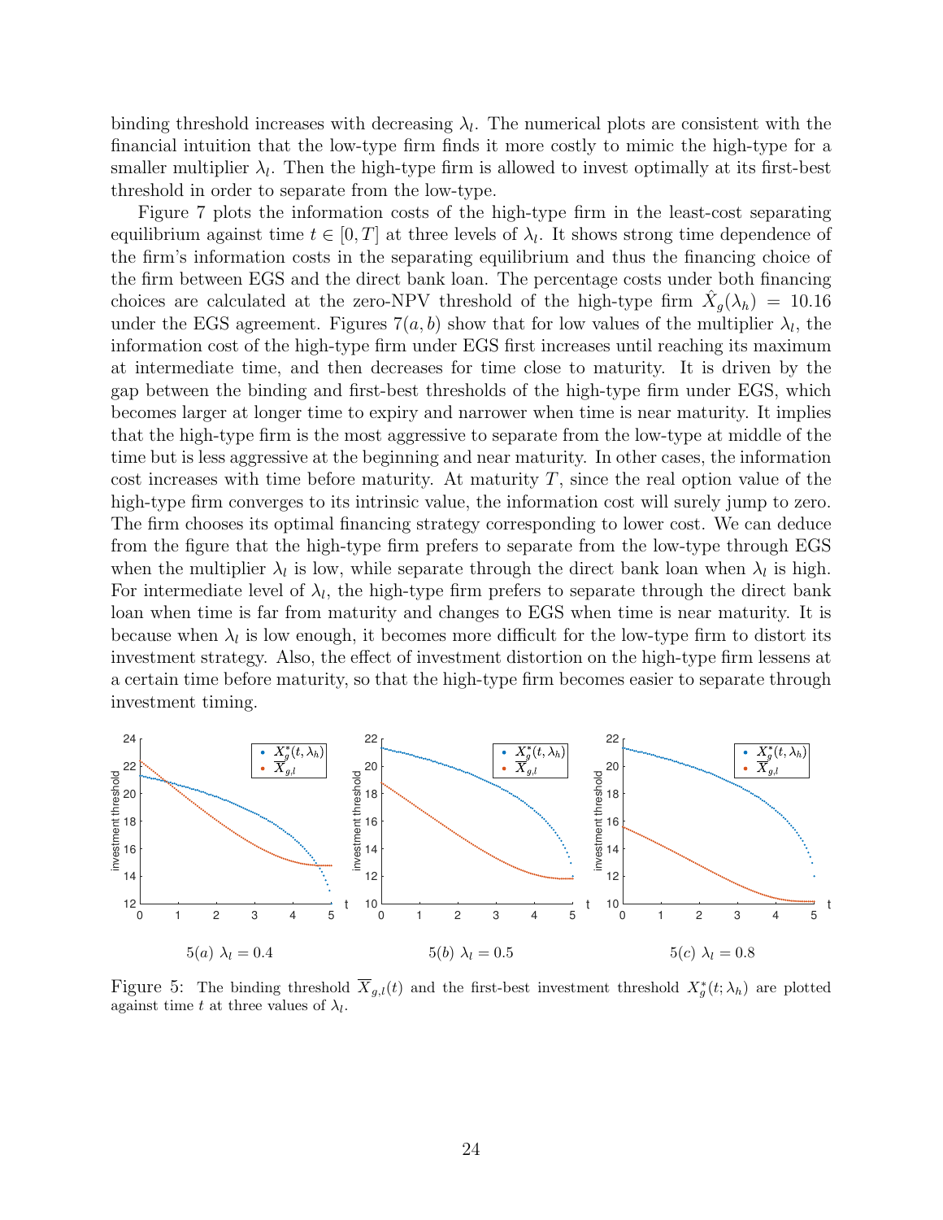binding threshold increases with decreasing $\lambda_l$. The numerical plots are consistent with the financial intuition that the low-type firm finds it more costly to mimic the high-type for a smaller multiplier $\lambda_l$. Then the high-type firm is allowed to invest optimally at its first-best threshold in order to separate from the low-type.

Figure 7 plots the information costs of the high-type firm in the least-cost separating equilibrium against time $t \in [0, T]$ at three levels of $\lambda_l$. It shows strong time dependence of the firm's information costs in the separating equilibrium and thus the financing choice of the firm between EGS and the direct bank loan. The percentage costs under both financing choices are calculated at the zero-NPV threshold of the high-type firm $\hat{X}_g(\lambda_h) = 10.16$ under the EGS agreement. Figures $7(a, b)$ show that for low values of the multiplier $\lambda_l$, the information cost of the high-type firm under EGS first increases until reaching its maximum at intermediate time, and then decreases for time close to maturity. It is driven by the gap between the binding and first-best thresholds of the high-type firm under EGS, which becomes larger at longer time to expiry and narrower when time is near maturity. It implies that the high-type firm is the most aggressive to separate from the low-type at middle of the time but is less aggressive at the beginning and near maturity. In other cases, the information cost increases with time before maturity. At maturity $T$, since the real option value of the high-type firm converges to its intrinsic value, the information cost will surely jump to zero. The firm chooses its optimal financing strategy corresponding to lower cost. We can deduce from the figure that the high-type firm prefers to separate from the low-type through EGS when the multiplier $\lambda_l$ is low, while separate through the direct bank loan when $\lambda_l$ is high. For intermediate level of $\lambda_l$, the high-type firm prefers to separate through the direct bank loan when time is far from maturity and changes to EGS when time is near maturity. It is because when $\lambda_l$ is low enough, it becomes more difficult for the low-type firm to distort its investment strategy. Also, the effect of investment distortion on the high-type firm lessens at a certain time before maturity, so that the high-type firm becomes easier to separate through investment timing.

5$(a)$ $\lambda_l = 0.4$ 5$(b)$ $\lambda_l = 0.5$ 5$(c)$ $\lambda_l = 0.8$

Figure 5: The binding threshold $\overline{X}_{g,l}(t)$ and the first-best investment threshold $X_g^*(t; \lambda_h)$ are plotted against time $t$ at three values of $\lambda_l$.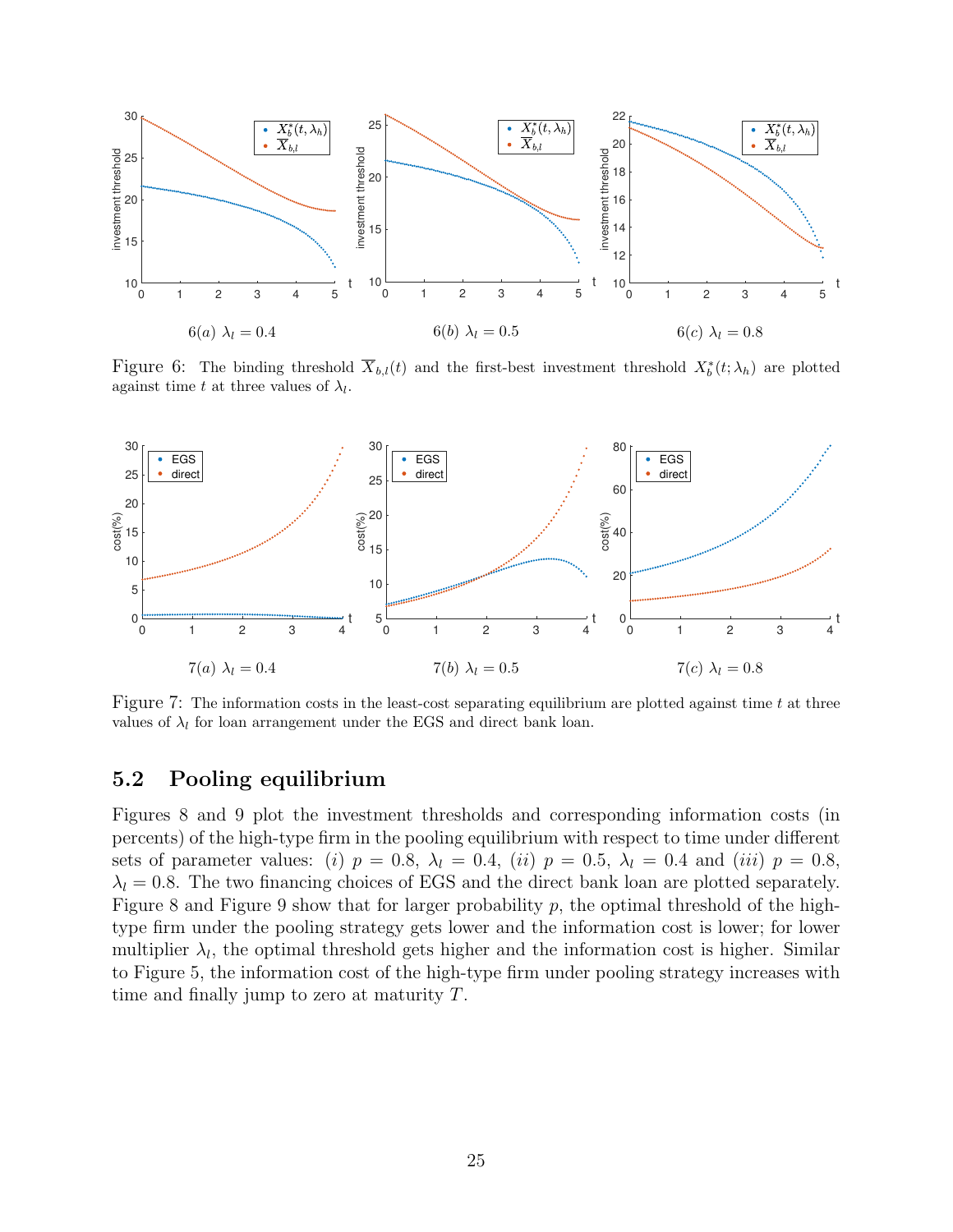6(a) $\lambda_l = 0.4$

6(b) $\lambda_l = 0.5$

6(c) $\lambda_l = 0.8$

Figure 6: The binding threshold $\overline{X}_{b,l}(t)$ and the first-best investment threshold $X_b^*(t;\lambda_h)$ are plotted against time $t$ at three values of $\lambda_l$.

7(a) $\lambda_l = 0.4$

7(b) $\lambda_l = 0.5$

7(c) $\lambda_l = 0.8$

Figure 7: The information costs in the least-cost separating equilibrium are plotted against time $t$ at three values of $\lambda_l$ for loan arrangement under the EGS and direct bank loan.

## 5.2 Pooling equilibrium

Figures 8 and 9 plot the investment thresholds and corresponding information costs (in percents) of the high-type firm in the pooling equilibrium with respect to time under different sets of parameter values: (*i*) $p = 0.8$, $\lambda_l = 0.4$, (*ii*) $p = 0.5$, $\lambda_l = 0.4$ and (*iii*) $p = 0.8$, $\lambda_l = 0.8$. The two financing choices of EGS and the direct bank loan are plotted separately. Figure 8 and Figure 9 show that for larger probability $p$, the optimal threshold of the high-type firm under the pooling strategy gets lower and the information cost is lower; for lower multiplier $\lambda_l$, the optimal threshold gets higher and the information cost is higher. Similar to Figure 5, the information cost of the high-type firm under pooling strategy increases with time and finally jump to zero at maturity $T$.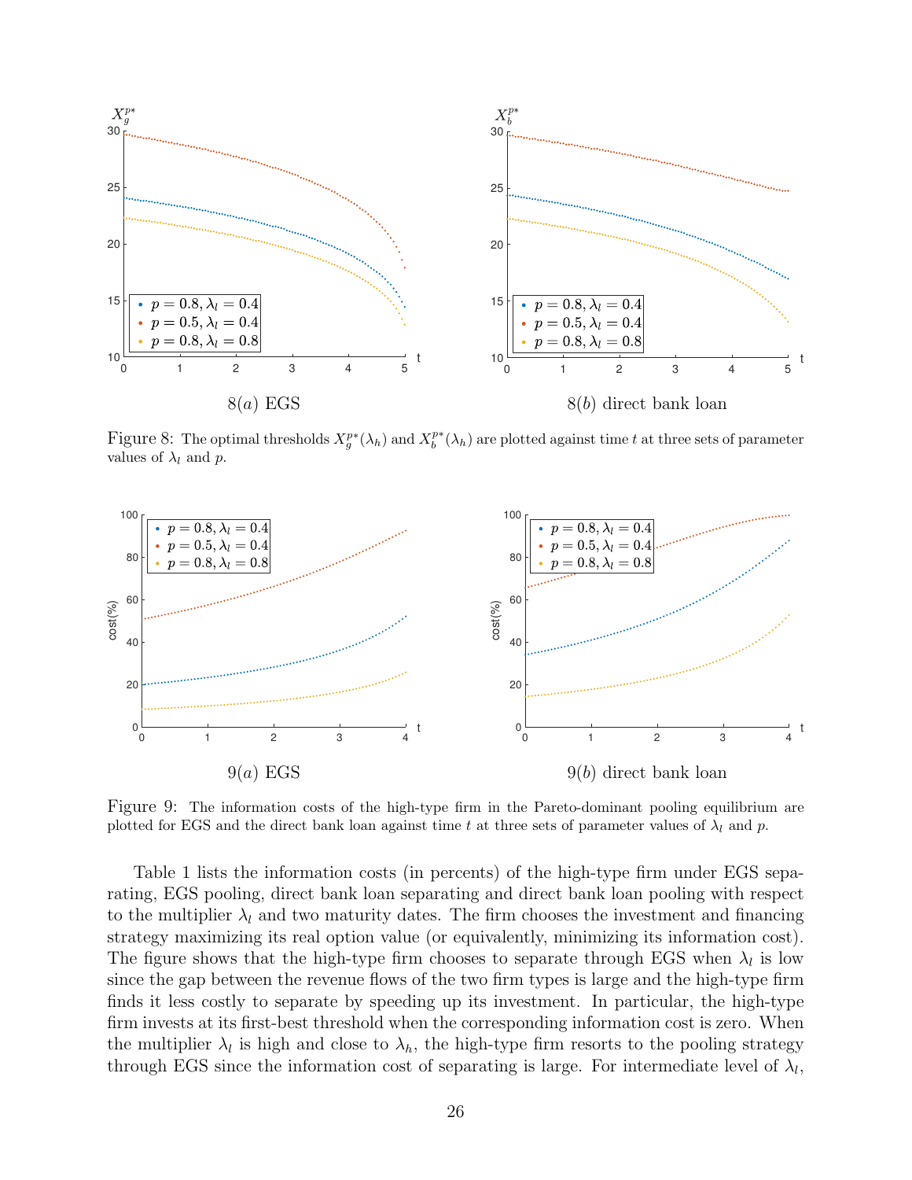8(*a*) EGS

8(*b*) direct bank loan

Figure 8: The optimal thresholds $X_g^{p*}(\lambda_h)$ and $X_b^{p*}(\lambda_h)$ are plotted against time $t$ at three sets of parameter values of $\lambda_l$ and $p$.

9(*a*) EGS

9(*b*) direct bank loan

Figure 9: The information costs of the high-type firm in the Pareto-dominant pooling equilibrium are plotted for EGS and the direct bank loan against time $t$ at three sets of parameter values of $\lambda_l$ and $p$.

Table 1 lists the information costs (in percents) of the high-type firm under EGS separating, EGS pooling, direct bank loan separating and direct bank loan pooling with respect to the multiplier $\lambda_l$ and two maturity dates. The firm chooses the investment and financing strategy maximizing its real option value (or equivalently, minimizing its information cost). The figure shows that the high-type firm chooses to separate through EGS when $\lambda_l$ is low since the gap between the revenue flows of the two firm types is large and the high-type firm finds it less costly to separate by speeding up its investment. In particular, the high-type firm invests at its first-best threshold when the corresponding information cost is zero. When the multiplier $\lambda_l$ is high and close to $\lambda_h$, the high-type firm resorts to the pooling strategy through EGS since the information cost of separating is large. For intermediate level of $\lambda_l$,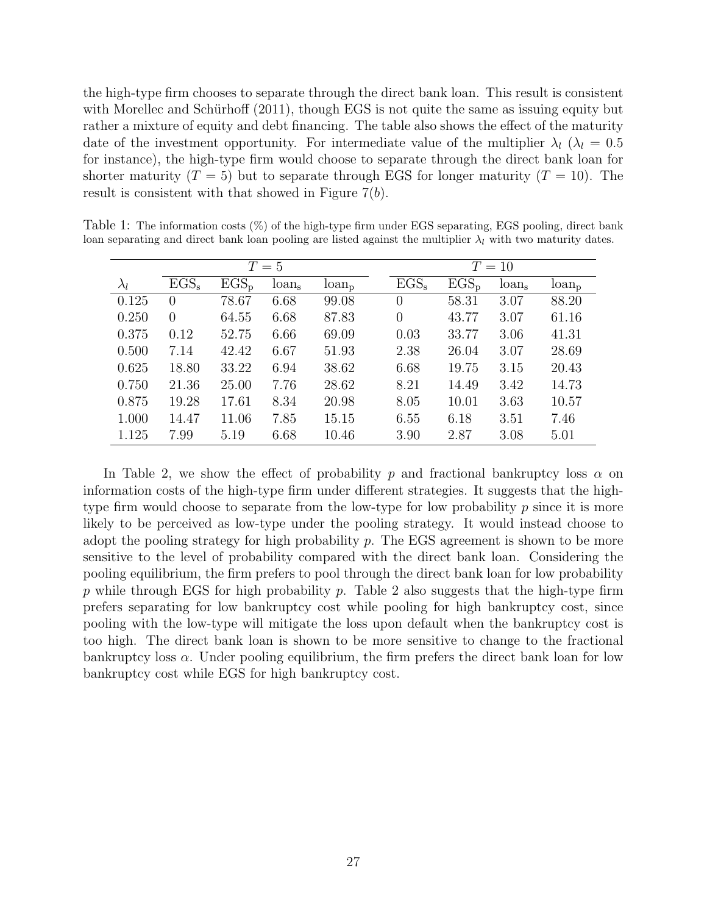the high-type firm chooses to separate through the direct bank loan. This result is consistent with Morellec and Schürhoff (2011), though EGS is not quite the same as issuing equity but rather a mixture of equity and debt financing. The table also shows the effect of the maturity date of the investment opportunity. For intermediate value of the multiplier $\lambda_l$ ($\lambda_l = 0.5$ for instance), the high-type firm would choose to separate through the direct bank loan for shorter maturity ($T = 5$) but to separate through EGS for longer maturity ($T = 10$). The result is consistent with that showed in Figure 7($b$).

Table 1: The information costs (%) of the high-type firm under EGS separating, EGS pooling, direct bank loan separating and direct bank loan pooling are listed against the multiplier $\lambda_l$ with two maturity dates.

| | $T = 5$ | | | | $T = 10$ | | | |
|---|---|---|---|---|---|---|---|---|
| $\lambda_l$ | $\text{EGS}_\text{s}$ | $\text{EGS}_\text{p}$ | $\text{loan}_\text{s}$ | $\text{loan}_\text{p}$ | $\text{EGS}_\text{s}$ | $\text{EGS}_\text{p}$ | $\text{loan}_\text{s}$ | $\text{loan}_\text{p}$ |
| 0.125 | 0 | 78.67 | 6.68 | 99.08 | 0 | 58.31 | 3.07 | 88.20 |
| 0.250 | 0 | 64.55 | 6.68 | 87.83 | 0 | 43.77 | 3.07 | 61.16 |
| 0.375 | 0.12 | 52.75 | 6.66 | 69.09 | 0.03 | 33.77 | 3.06 | 41.31 |
| 0.500 | 7.14 | 42.42 | 6.67 | 51.93 | 2.38 | 26.04 | 3.07 | 28.69 |
| 0.625 | 18.80 | 33.22 | 6.94 | 38.62 | 6.68 | 19.75 | 3.15 | 20.43 |
| 0.750 | 21.36 | 25.00 | 7.76 | 28.62 | 8.21 | 14.49 | 3.42 | 14.73 |
| 0.875 | 19.28 | 17.61 | 8.34 | 20.98 | 8.05 | 10.01 | 3.63 | 10.57 |
| 1.000 | 14.47 | 11.06 | 7.85 | 15.15 | 6.55 | 6.18 | 3.51 | 7.46 |
| 1.125 | 7.99 | 5.19 | 6.68 | 10.46 | 3.90 | 2.87 | 3.08 | 5.01 |

In Table 2, we show the effect of probability $p$ and fractional bankruptcy loss $\alpha$ on information costs of the high-type firm under different strategies. It suggests that the high-type firm would choose to separate from the low-type for low probability $p$ since it is more likely to be perceived as low-type under the pooling strategy. It would instead choose to adopt the pooling strategy for high probability $p$. The EGS agreement is shown to be more sensitive to the level of probability compared with the direct bank loan. Considering the pooling equilibrium, the firm prefers to pool through the direct bank loan for low probability $p$ while through EGS for high probability $p$. Table 2 also suggests that the high-type firm prefers separating for low bankruptcy cost while pooling for high bankruptcy cost, since pooling with the low-type will mitigate the loss upon default when the bankruptcy cost is too high. The direct bank loan is shown to be more sensitive to change to the fractional bankruptcy loss $\alpha$. Under pooling equilibrium, the firm prefers the direct bank loan for low bankruptcy cost while EGS for high bankruptcy cost.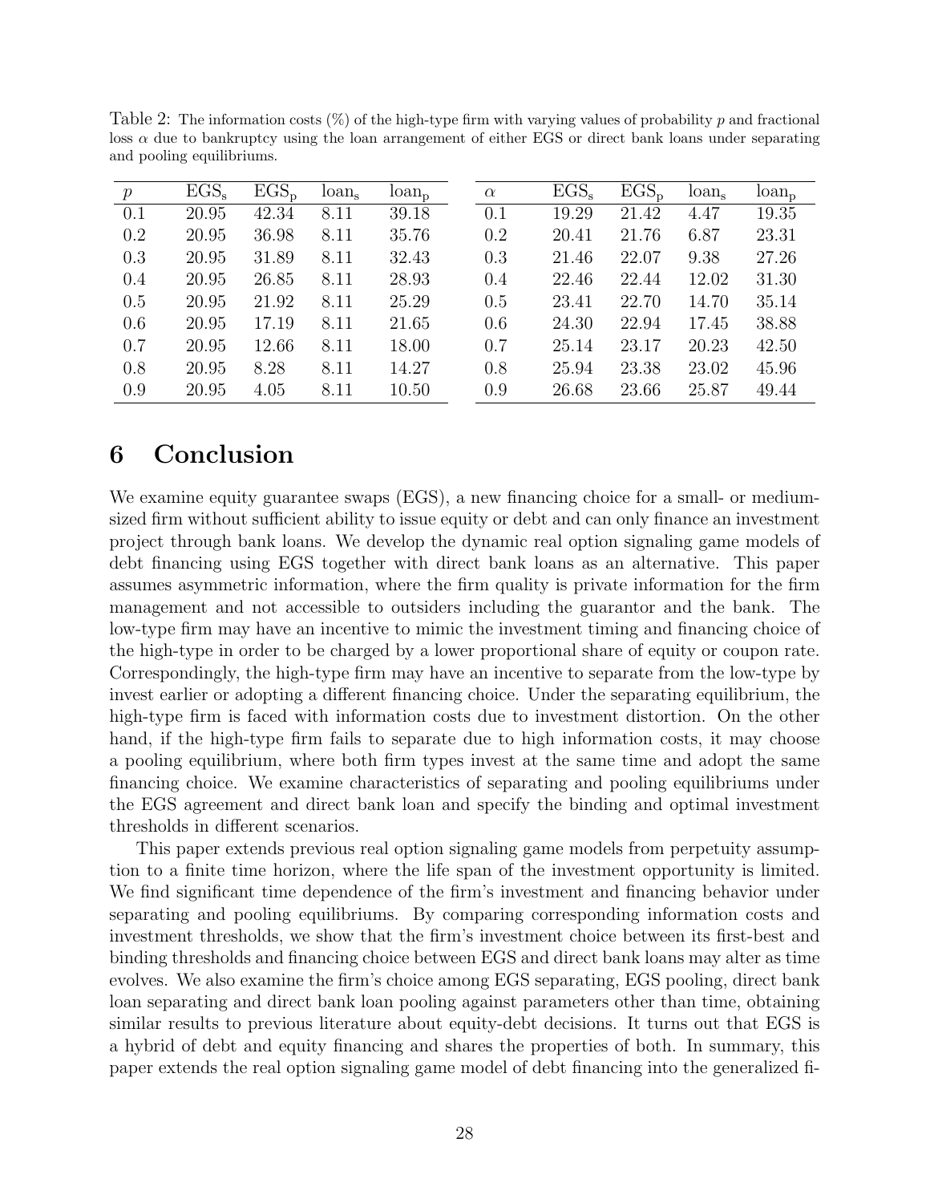Table 2: The information costs (%) of the high-type firm with varying values of probability $p$ and fractional loss $\alpha$ due to bankruptcy using the loan arrangement of either EGS or direct bank loans under separating and pooling equilibriums.

| $p$ | $\text{EGS}_\text{s}$ | $\text{EGS}_\text{p}$ | $\text{loan}_\text{s}$ | $\text{loan}_\text{p}$ | $\alpha$ | $\text{EGS}_\text{s}$ | $\text{EGS}_\text{p}$ | $\text{loan}_\text{s}$ | $\text{loan}_\text{p}$ |
|---|---|---|---|---|---|---|---|---|---|
| 0.1 | 20.95 | 42.34 | 8.11 | 39.18 | 0.1 | 19.29 | 21.42 | 4.47 | 19.35 |
| 0.2 | 20.95 | 36.98 | 8.11 | 35.76 | 0.2 | 20.41 | 21.76 | 6.87 | 23.31 |
| 0.3 | 20.95 | 31.89 | 8.11 | 32.43 | 0.3 | 21.46 | 22.07 | 9.38 | 27.26 |
| 0.4 | 20.95 | 26.85 | 8.11 | 28.93 | 0.4 | 22.46 | 22.44 | 12.02 | 31.30 |
| 0.5 | 20.95 | 21.92 | 8.11 | 25.29 | 0.5 | 23.41 | 22.70 | 14.70 | 35.14 |
| 0.6 | 20.95 | 17.19 | 8.11 | 21.65 | 0.6 | 24.30 | 22.94 | 17.45 | 38.88 |
| 0.7 | 20.95 | 12.66 | 8.11 | 18.00 | 0.7 | 25.14 | 23.17 | 20.23 | 42.50 |
| 0.8 | 20.95 | 8.28 | 8.11 | 14.27 | 0.8 | 25.94 | 23.38 | 23.02 | 45.96 |
| 0.9 | 20.95 | 4.05 | 8.11 | 10.50 | 0.9 | 26.68 | 23.66 | 25.87 | 49.44 |

# 6 Conclusion

We examine equity guarantee swaps (EGS), a new financing choice for a small- or medium-sized firm without sufficient ability to issue equity or debt and can only finance an investment project through bank loans. We develop the dynamic real option signaling game models of debt financing using EGS together with direct bank loans as an alternative. This paper assumes asymmetric information, where the firm quality is private information for the firm management and not accessible to outsiders including the guarantor and the bank. The low-type firm may have an incentive to mimic the investment timing and financing choice of the high-type in order to be charged by a lower proportional share of equity or coupon rate. Correspondingly, the high-type firm may have an incentive to separate from the low-type by invest earlier or adopting a different financing choice. Under the separating equilibrium, the high-type firm is faced with information costs due to investment distortion. On the other hand, if the high-type firm fails to separate due to high information costs, it may choose a pooling equilibrium, where both firm types invest at the same time and adopt the same financing choice. We examine characteristics of separating and pooling equilibriums under the EGS agreement and direct bank loan and specify the binding and optimal investment thresholds in different scenarios.

This paper extends previous real option signaling game models from perpetuity assumption to a finite time horizon, where the life span of the investment opportunity is limited. We find significant time dependence of the firm's investment and financing behavior under separating and pooling equilibriums. By comparing corresponding information costs and investment thresholds, we show that the firm's investment choice between its first-best and binding thresholds and financing choice between EGS and direct bank loans may alter as time evolves. We also examine the firm's choice among EGS separating, EGS pooling, direct bank loan separating and direct bank loan pooling against parameters other than time, obtaining similar results to previous literature about equity-debt decisions. It turns out that EGS is a hybrid of debt and equity financing and shares the properties of both. In summary, this paper extends the real option signaling game model of debt financing into the generalized fi-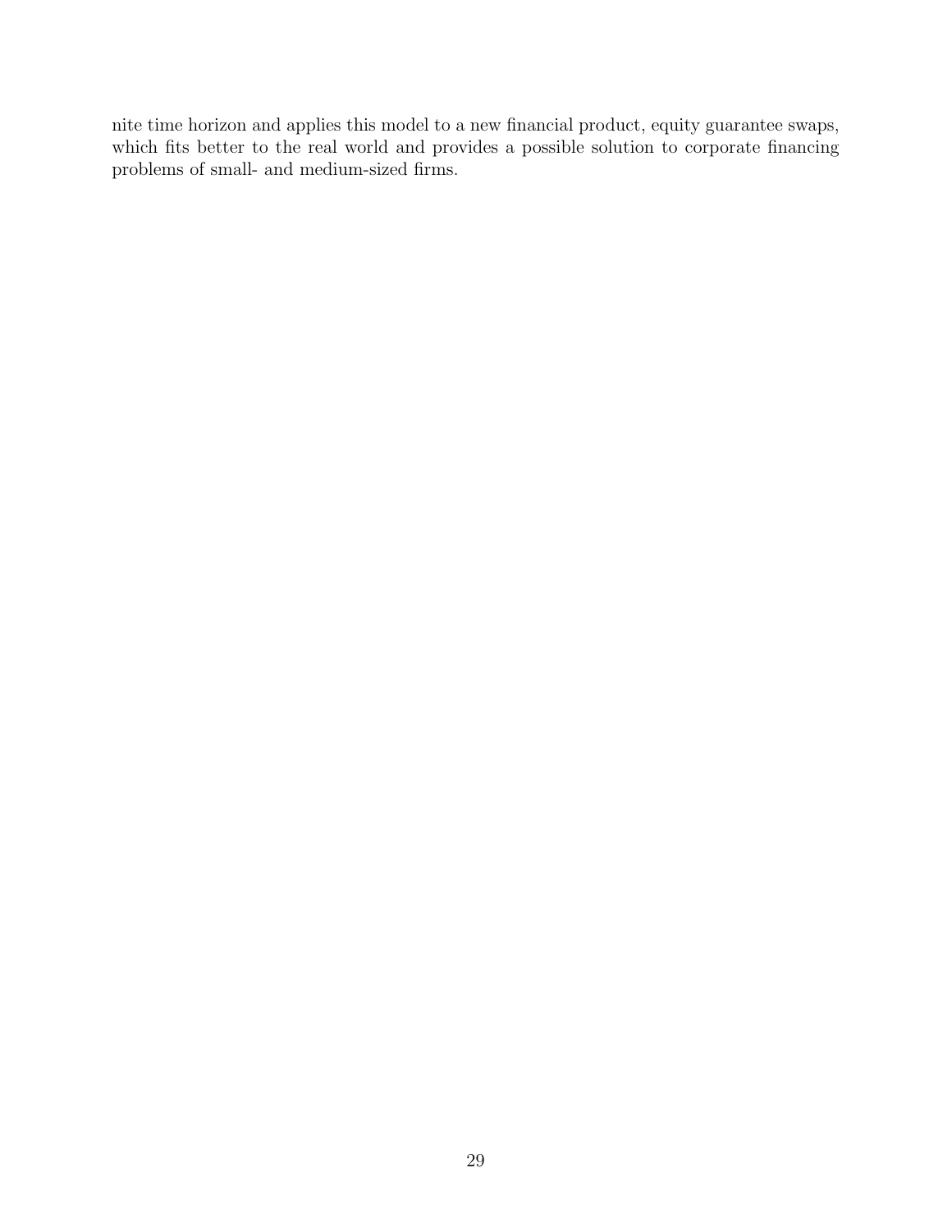nite time horizon and applies this model to a new financial product, equity guarantee swaps, which fits better to the real world and provides a possible solution to corporate financing problems of small- and medium-sized firms.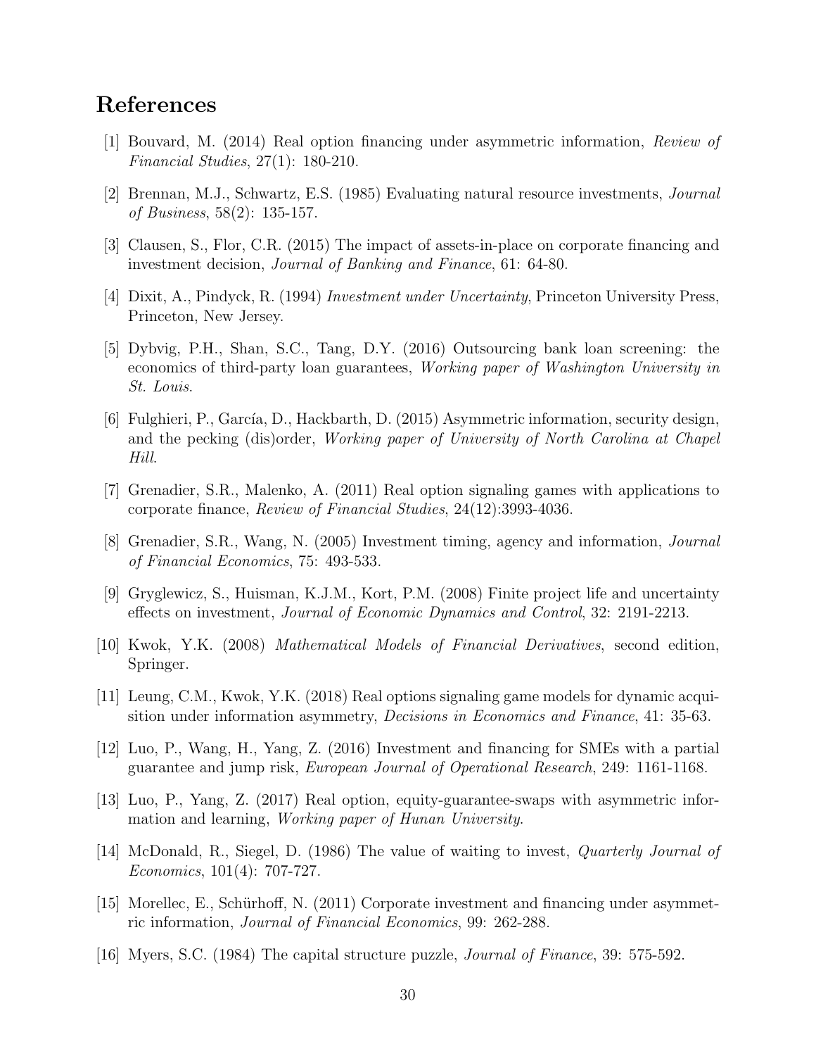## References

[1] Bouvard, M. (2014) Real option financing under asymmetric information, *Review of Financial Studies*, 27(1): 180-210.

[2] Brennan, M.J., Schwartz, E.S. (1985) Evaluating natural resource investments, *Journal of Business*, 58(2): 135-157.

[3] Clausen, S., Flor, C.R. (2015) The impact of assets-in-place on corporate financing and investment decision, *Journal of Banking and Finance*, 61: 64-80.

[4] Dixit, A., Pindyck, R. (1994) *Investment under Uncertainty*, Princeton University Press, Princeton, New Jersey.

[5] Dybvig, P.H., Shan, S.C., Tang, D.Y. (2016) Outsourcing bank loan screening: the economics of third-party loan guarantees, *Working paper of Washington University in St. Louis*.

[6] Fulghieri, P., García, D., Hackbarth, D. (2015) Asymmetric information, security design, and the pecking (dis)order, *Working paper of University of North Carolina at Chapel Hill*.

[7] Grenadier, S.R., Malenko, A. (2011) Real option signaling games with applications to corporate finance, *Review of Financial Studies*, 24(12):3993-4036.

[8] Grenadier, S.R., Wang, N. (2005) Investment timing, agency and information, *Journal of Financial Economics*, 75: 493-533.

[9] Gryglewicz, S., Huisman, K.J.M., Kort, P.M. (2008) Finite project life and uncertainty effects on investment, *Journal of Economic Dynamics and Control*, 32: 2191-2213.

[10] Kwok, Y.K. (2008) *Mathematical Models of Financial Derivatives*, second edition, Springer.

[11] Leung, C.M., Kwok, Y.K. (2018) Real options signaling game models for dynamic acquisition under information asymmetry, *Decisions in Economics and Finance*, 41: 35-63.

[12] Luo, P., Wang, H., Yang, Z. (2016) Investment and financing for SMEs with a partial guarantee and jump risk, *European Journal of Operational Research*, 249: 1161-1168.

[13] Luo, P., Yang, Z. (2017) Real option, equity-guarantee-swaps with asymmetric information and learning, *Working paper of Hunan University*.

[14] McDonald, R., Siegel, D. (1986) The value of waiting to invest, *Quarterly Journal of Economics*, 101(4): 707-727.

[15] Morellec, E., Schürhoff, N. (2011) Corporate investment and financing under asymmetric information, *Journal of Financial Economics*, 99: 262-288.

[16] Myers, S.C. (1984) The capital structure puzzle, *Journal of Finance*, 39: 575-592.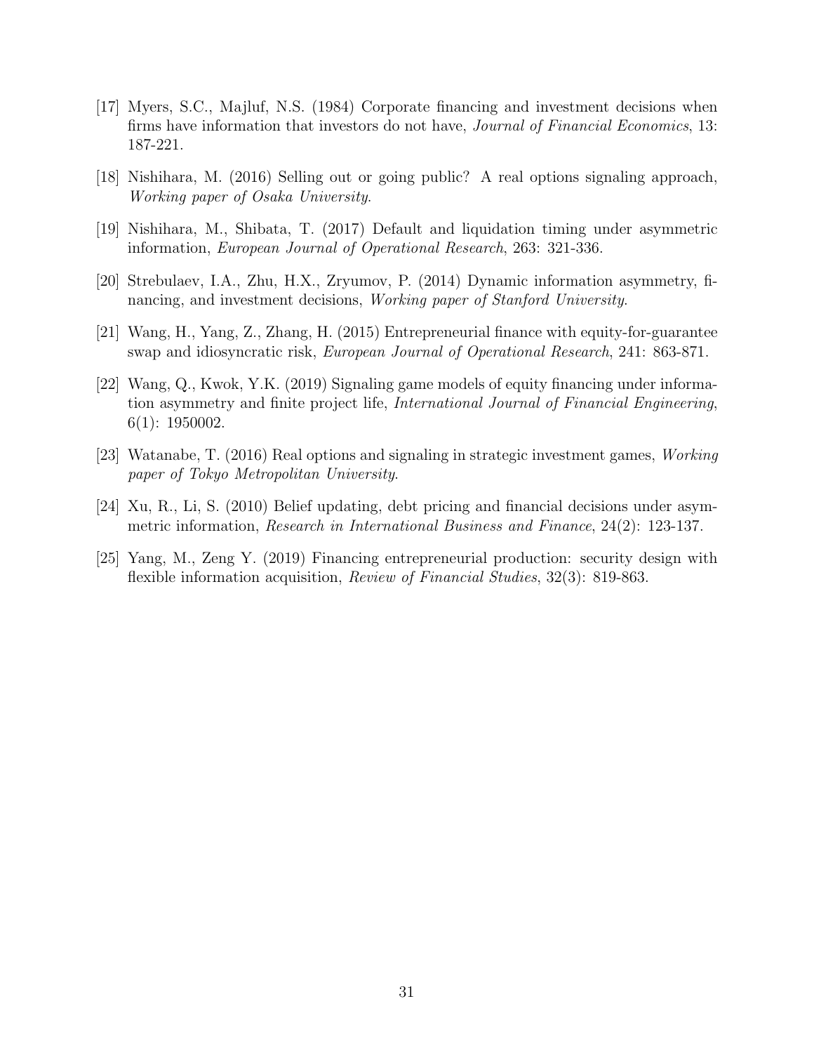[17] Myers, S.C., Majluf, N.S. (1984) Corporate financing and investment decisions when firms have information that investors do not have, *Journal of Financial Economics*, 13: 187-221.

[18] Nishihara, M. (2016) Selling out or going public? A real options signaling approach, *Working paper of Osaka University*.

[19] Nishihara, M., Shibata, T. (2017) Default and liquidation timing under asymmetric information, *European Journal of Operational Research*, 263: 321-336.

[20] Strebulaev, I.A., Zhu, H.X., Zryumov, P. (2014) Dynamic information asymmetry, financing, and investment decisions, *Working paper of Stanford University*.

[21] Wang, H., Yang, Z., Zhang, H. (2015) Entrepreneurial finance with equity-for-guarantee swap and idiosyncratic risk, *European Journal of Operational Research*, 241: 863-871.

[22] Wang, Q., Kwok, Y.K. (2019) Signaling game models of equity financing under information asymmetry and finite project life, *International Journal of Financial Engineering*, 6(1): 1950002.

[23] Watanabe, T. (2016) Real options and signaling in strategic investment games, *Working paper of Tokyo Metropolitan University*.

[24] Xu, R., Li, S. (2010) Belief updating, debt pricing and financial decisions under asymmetric information, *Research in International Business and Finance*, 24(2): 123-137.

[25] Yang, M., Zeng Y. (2019) Financing entrepreneurial production: security design with flexible information acquisition, *Review of Financial Studies*, 32(3): 819-863.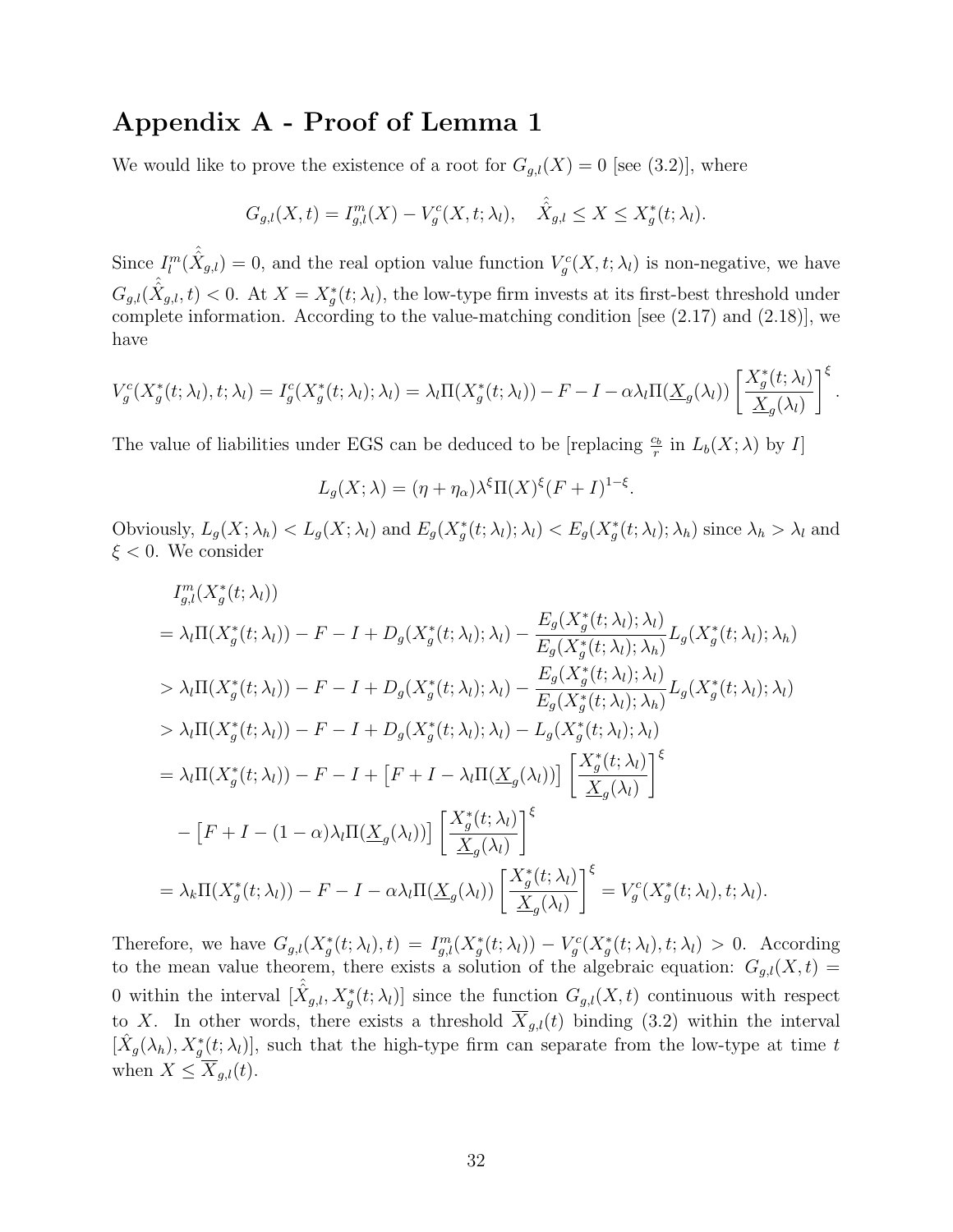## Appendix A - Proof of Lemma 1

We would like to prove the existence of a root for $G_{g,l}(X) = 0$ [see (3.2)], where

$$G_{g,l}(X,t) = I^m_{g,l}(X) - V^c_g(X,t;\lambda_l), \quad \hat{\hat{X}}_{g,l} \le X \le X^*_g(t;\lambda_l).$$

Since $I^m_l(\hat{\hat{X}}_{g,l}) = 0$, and the real option value function $V^c_g(X,t;\lambda_l)$ is non-negative, we have $G_{g,l}(\hat{\hat{X}}_{g,l},t) < 0$. At $X = X^*_g(t;\lambda_l)$, the low-type firm invests at its first-best threshold under complete information. According to the value-matching condition [see (2.17) and (2.18)], we have

$$V^c_g(X^*_g(t;\lambda_l),t;\lambda_l) = I^c_g(X^*_g(t;\lambda_l);\lambda_l) = \lambda_l\Pi(X^*_g(t;\lambda_l)) - F - I - \alpha\lambda_l\Pi(\underline{X}_g(\lambda_l))\left[\frac{X^*_g(t;\lambda_l)}{\underline{X}_g(\lambda_l)}\right]^{\xi}.$$

The value of liabilities under EGS can be deduced to be [replacing $\frac{c_b}{r}$ in $L_b(X;\lambda)$ by $I$]

$$L_g(X;\lambda) = (\eta + \eta_\alpha)\lambda^{\xi}\Pi(X)^{\xi}(F+I)^{1-\xi}.$$

Obviously, $L_g(X;\lambda_h) < L_g(X;\lambda_l)$ and $E_g(X^*_g(t;\lambda_l);\lambda_l) < E_g(X^*_g(t;\lambda_l);\lambda_h)$ since $\lambda_h > \lambda_l$ and $\xi < 0$. We consider

$$\begin{aligned}
& I^m_{g,l}(X^*_g(t;\lambda_l)) \\
&= \lambda_l\Pi(X^*_g(t;\lambda_l)) - F - I + D_g(X^*_g(t;\lambda_l);\lambda_l) - \frac{E_g(X^*_g(t;\lambda_l);\lambda_l)}{E_g(X^*_g(t;\lambda_l);\lambda_h)}L_g(X^*_g(t;\lambda_l);\lambda_h) \\
&> \lambda_l\Pi(X^*_g(t;\lambda_l)) - F - I + D_g(X^*_g(t;\lambda_l);\lambda_l) - \frac{E_g(X^*_g(t;\lambda_l);\lambda_l)}{E_g(X^*_g(t;\lambda_l);\lambda_h)}L_g(X^*_g(t;\lambda_l);\lambda_l) \\
&> \lambda_l\Pi(X^*_g(t;\lambda_l)) - F - I + D_g(X^*_g(t;\lambda_l);\lambda_l) - L_g(X^*_g(t;\lambda_l);\lambda_l) \\
&= \lambda_l\Pi(X^*_g(t;\lambda_l)) - F - I + \left[F + I - \lambda_l\Pi(\underline{X}_g(\lambda_l))\right]\left[\frac{X^*_g(t;\lambda_l)}{\underline{X}_g(\lambda_l)}\right]^{\xi} \\
&\quad - \left[F + I - (1-\alpha)\lambda_l\Pi(\underline{X}_g(\lambda_l))\right]\left[\frac{X^*_g(t;\lambda_l)}{\underline{X}_g(\lambda_l)}\right]^{\xi} \\
&= \lambda_k\Pi(X^*_g(t;\lambda_l)) - F - I - \alpha\lambda_l\Pi(\underline{X}_g(\lambda_l))\left[\frac{X^*_g(t;\lambda_l)}{\underline{X}_g(\lambda_l)}\right]^{\xi} = V^c_g(X^*_g(t;\lambda_l),t;\lambda_l).
\end{aligned}$$

Therefore, we have $G_{g,l}(X^*_g(t;\lambda_l),t) = I^m_{g,l}(X^*_g(t;\lambda_l)) - V^c_g(X^*_g(t;\lambda_l),t;\lambda_l) > 0$. According to the mean value theorem, there exists a solution of the algebraic equation: $G_{g,l}(X,t) = 0$ within the interval $[\hat{\hat{X}}_{g,l}, X^*_g(t;\lambda_l)]$ since the function $G_{g,l}(X,t)$ continuous with respect to $X$. In other words, there exists a threshold $\overline{X}_{g,l}(t)$ binding (3.2) within the interval $[\hat{X}_g(\lambda_h), X^*_g(t;\lambda_l)]$, such that the high-type firm can separate from the low-type at time $t$ when $X \le \overline{X}_{g,l}(t)$.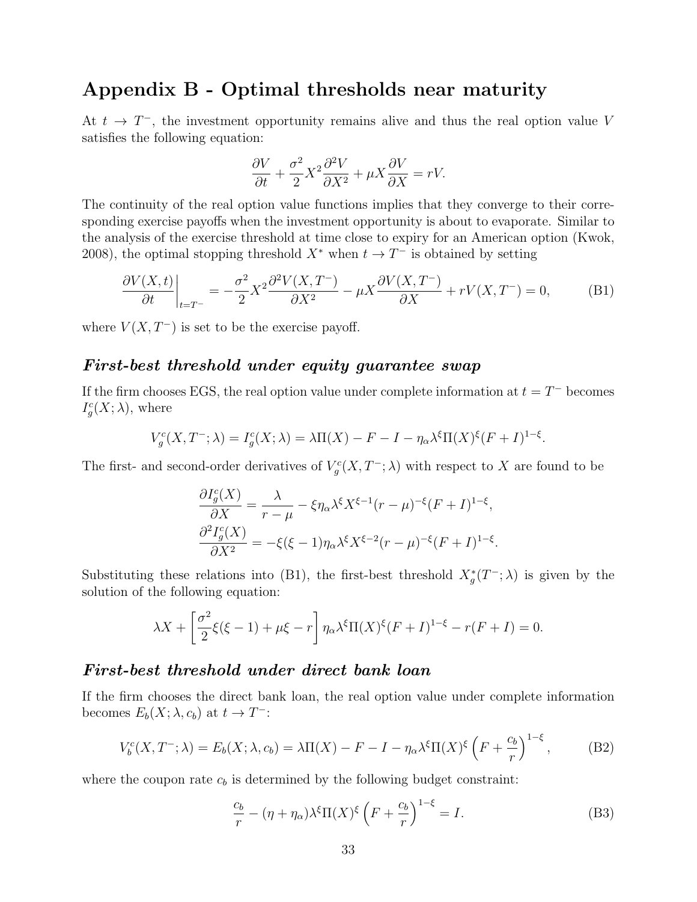# Appendix B - Optimal thresholds near maturity

At $t \to T^-$, the investment opportunity remains alive and thus the real option value $V$ satisfies the following equation:

$$\frac{\partial V}{\partial t} + \frac{\sigma^2}{2} X^2 \frac{\partial^2 V}{\partial X^2} + \mu X \frac{\partial V}{\partial X} = rV.$$

The continuity of the real option value functions implies that they converge to their corresponding exercise payoffs when the investment opportunity is about to evaporate. Similar to the analysis of the exercise threshold at time close to expiry for an American option (Kwok, 2008), the optimal stopping threshold $X^*$ when $t \to T^-$ is obtained by setting

$$\left.\frac{\partial V(X,t)}{\partial t}\right|_{t=T^-} = -\frac{\sigma^2}{2} X^2 \frac{\partial^2 V(X,T^-)}{\partial X^2} - \mu X \frac{\partial V(X,T^-)}{\partial X} + rV(X,T^-) = 0, \tag{B1}$$

where $V(X,T^-)$ is set to be the exercise payoff.

### *First-best threshold under equity guarantee swap*

If the firm chooses EGS, the real option value under complete information at $t = T^-$ becomes $I_g^c(X;\lambda)$, where

$$V_g^c(X,T^-;\lambda) = I_g^c(X;\lambda) = \lambda \Pi(X) - F - I - \eta_\alpha \lambda^\xi \Pi(X)^\xi (F+I)^{1-\xi}.$$

The first- and second-order derivatives of $V_g^c(X,T^-;\lambda)$ with respect to $X$ are found to be

$$\begin{aligned}
\frac{\partial I_g^c(X)}{\partial X} &= \frac{\lambda}{r-\mu} - \xi \eta_\alpha \lambda^\xi X^{\xi-1} (r-\mu)^{-\xi} (F+I)^{1-\xi}, \\
\frac{\partial^2 I_g^c(X)}{\partial X^2} &= -\xi(\xi-1) \eta_\alpha \lambda^\xi X^{\xi-2} (r-\mu)^{-\xi} (F+I)^{1-\xi}.
\end{aligned}$$

Substituting these relations into (B1), the first-best threshold $X_g^*(T^-;\lambda)$ is given by the solution of the following equation:

$$\lambda X + \left[\frac{\sigma^2}{2}\xi(\xi-1) + \mu\xi - r\right] \eta_\alpha \lambda^\xi \Pi(X)^\xi (F+I)^{1-\xi} - r(F+I) = 0.$$

### *First-best threshold under direct bank loan*

If the firm chooses the direct bank loan, the real option value under complete information becomes $E_b(X;\lambda,c_b)$ at $t \to T^-$:

$$V_b^c(X,T^-;\lambda) = E_b(X;\lambda,c_b) = \lambda \Pi(X) - F - I - \eta_\alpha \lambda^\xi \Pi(X)^\xi \left(F + \frac{c_b}{r}\right)^{1-\xi}, \tag{B2}$$

where the coupon rate $c_b$ is determined by the following budget constraint:

$$\frac{c_b}{r} - (\eta + \eta_\alpha) \lambda^\xi \Pi(X)^\xi \left(F + \frac{c_b}{r}\right)^{1-\xi} = I. \tag{B3}$$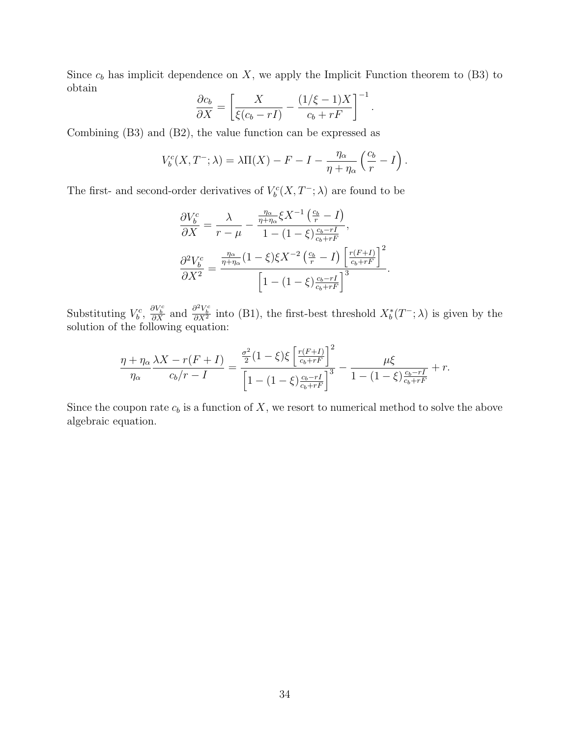Since $c_b$ has implicit dependence on $X$, we apply the Implicit Function theorem to (B3) to obtain

$$\frac{\partial c_b}{\partial X} = \left[ \frac{X}{\xi(c_b - rI)} - \frac{(1/\xi - 1)X}{c_b + rF} \right]^{-1}.$$

Combining (B3) and (B2), the value function can be expressed as

$$V_b^c(X, T^-; \lambda) = \lambda \Pi(X) - F - I - \frac{\eta_\alpha}{\eta + \eta_\alpha} \left( \frac{c_b}{r} - I \right).$$

The first- and second-order derivatives of $V_b^c(X, T^-; \lambda)$ are found to be

$$\frac{\partial V_b^c}{\partial X} = \frac{\lambda}{r - \mu} - \frac{\frac{\eta_\alpha}{\eta + \eta_\alpha} \xi X^{-1} \left( \frac{c_b}{r} - I \right)}{1 - (1 - \xi) \frac{c_b - rI}{c_b + rF}},$$

$$\frac{\partial^2 V_b^c}{\partial X^2} = \frac{\frac{\eta_\alpha}{\eta + \eta_\alpha} (1 - \xi) \xi X^{-2} \left( \frac{c_b}{r} - I \right) \left[ \frac{r(F + I)}{c_b + rF} \right]^2}{\left[ 1 - (1 - \xi) \frac{c_b - rI}{c_b + rF} \right]^3}.$$

Substituting $V_b^c$, $\frac{\partial V_b^c}{\partial X}$ and $\frac{\partial^2 V_b^c}{\partial X^2}$ into (B1), the first-best threshold $X_b^*(T^-; \lambda)$ is given by the solution of the following equation:

$$\frac{\eta + \eta_\alpha}{\eta_\alpha} \frac{\lambda X - r(F + I)}{c_b / r - I} = \frac{\frac{\sigma^2}{2} (1 - \xi) \xi \left[ \frac{r(F + I)}{c_b + rF} \right]^2}{\left[ 1 - (1 - \xi) \frac{c_b - rI}{c_b + rF} \right]^3} - \frac{\mu \xi}{1 - (1 - \xi) \frac{c_b - rI}{c_b + rF}} + r.$$

Since the coupon rate $c_b$ is a function of $X$, we resort to numerical method to solve the above algebraic equation.